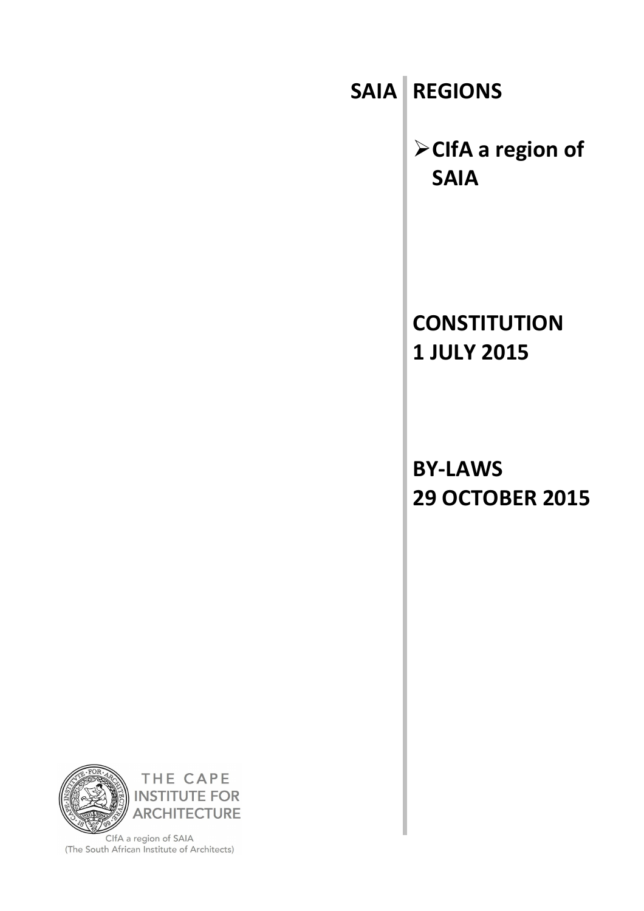# SAIA REGIONS

- **CIfA a region of SAIA**

## CONSTITUTION
## 1 JULY 2015

## BY-LAWS
## 29 OCTOBER 2015

THE CAPE INSTITUTE FOR ARCHITECTURE

CIfA a region of SAIA
(The South African Institute of Architects)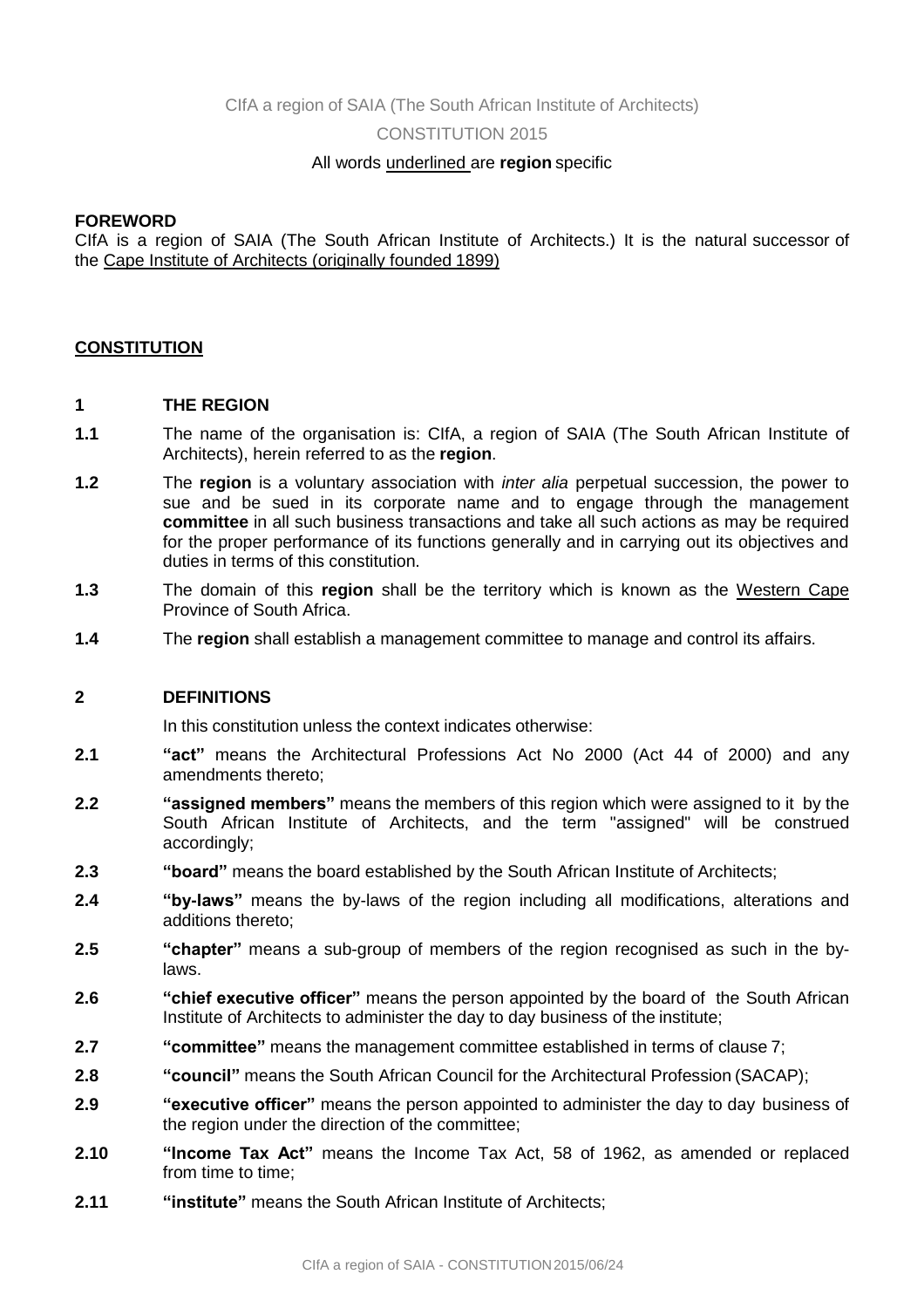CIfA a region of SAIA (The South African Institute of Architects)

CONSTITUTION 2015

All words <u>underlined</u> are **region** specific

**FOREWORD**

CIfA is a region of SAIA (The South African Institute of Architects.) It is the natural successor of the <u>Cape Institute of Architects (originally founded 1899)</u>

## <u>CONSTITUTION</u>

### 1 THE REGION

**1.1** The name of the organisation is: CIfA, a region of SAIA (The South African Institute of Architects), herein referred to as the **region**.

**1.2** The **region** is a voluntary association with *inter alia* perpetual succession, the power to sue and be sued in its corporate name and to engage through the management **committee** in all such business transactions and take all such actions as may be required for the proper performance of its functions generally and in carrying out its objectives and duties in terms of this constitution.

**1.3** The domain of this **region** shall be the territory which is known as the <u>Western Cape</u> Province of South Africa.

**1.4** The **region** shall establish a management committee to manage and control its affairs.

### 2 DEFINITIONS

In this constitution unless the context indicates otherwise:

**2.1** **"act"** means the Architectural Professions Act No 2000 (Act 44 of 2000) and any amendments thereto;

**2.2** **"assigned members"** means the members of this region which were assigned to it by the South African Institute of Architects, and the term "assigned" will be construed accordingly;

**2.3** **"board"** means the board established by the South African Institute of Architects;

**2.4** **"by-laws"** means the by-laws of the region including all modifications, alterations and additions thereto;

**2.5** **"chapter"** means a sub-group of members of the region recognised as such in the by-laws.

**2.6** **"chief executive officer"** means the person appointed by the board of the South African Institute of Architects to administer the day to day business of the institute;

**2.7** **"committee"** means the management committee established in terms of clause 7;

**2.8** **"council"** means the South African Council for the Architectural Profession (SACAP);

**2.9** **"executive officer"** means the person appointed to administer the day to day business of the region under the direction of the committee;

**2.10** **"Income Tax Act"** means the Income Tax Act, 58 of 1962, as amended or replaced from time to time;

**2.11** **"institute"** means the South African Institute of Architects;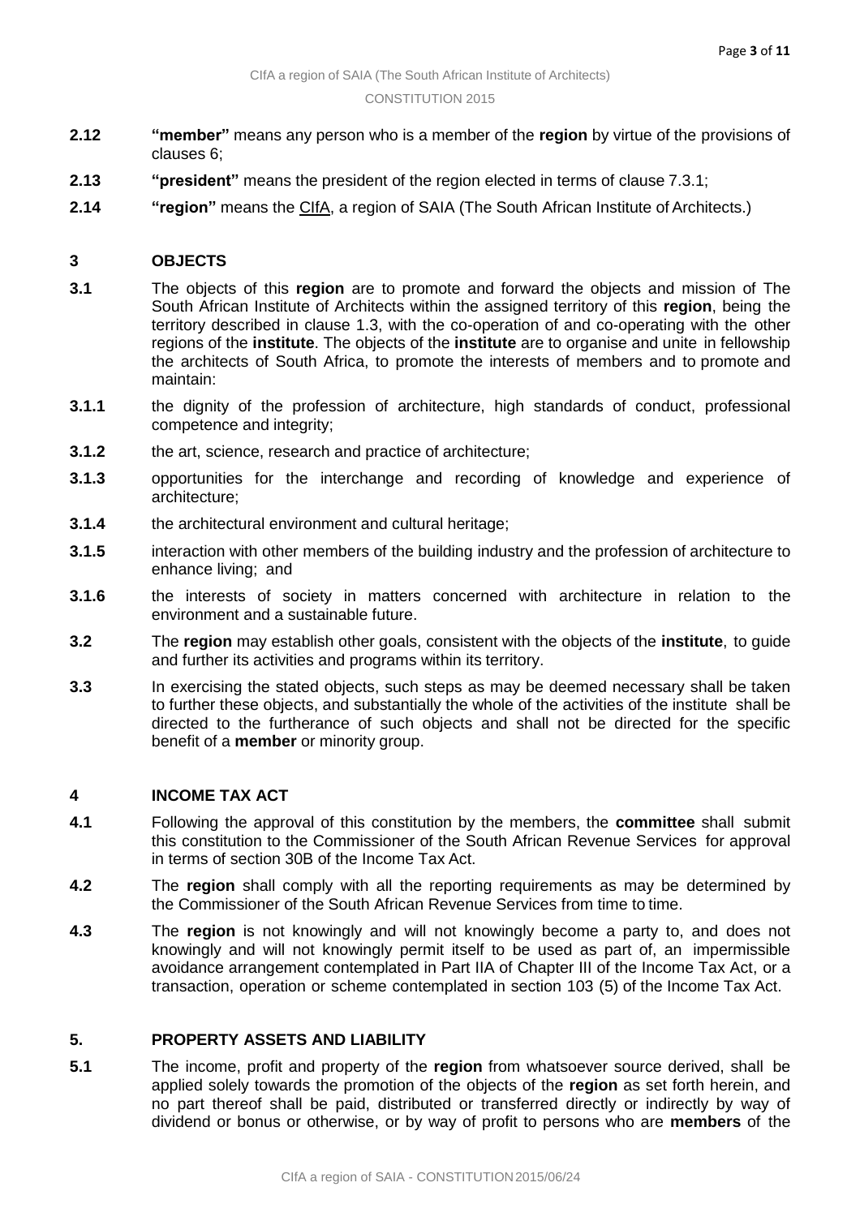**2.12** **"member"** means any person who is a member of the **region** by virtue of the provisions of clauses 6;

**2.13** **"president"** means the president of the region elected in terms of clause 7.3.1;

**2.14** **"region"** means the CIfA, a region of SAIA (The South African Institute of Architects.)

## 3 OBJECTS

**3.1** The objects of this **region** are to promote and forward the objects and mission of The South African Institute of Architects within the assigned territory of this **region**, being the territory described in clause 1.3, with the co-operation of and co-operating with the other regions of the **institute**. The objects of the **institute** are to organise and unite in fellowship the architects of South Africa, to promote the interests of members and to promote and maintain:

**3.1.1** the dignity of the profession of architecture, high standards of conduct, professional competence and integrity;

**3.1.2** the art, science, research and practice of architecture;

**3.1.3** opportunities for the interchange and recording of knowledge and experience of architecture;

**3.1.4** the architectural environment and cultural heritage;

**3.1.5** interaction with other members of the building industry and the profession of architecture to enhance living; and

**3.1.6** the interests of society in matters concerned with architecture in relation to the environment and a sustainable future.

**3.2** The **region** may establish other goals, consistent with the objects of the **institute**, to guide and further its activities and programs within its territory.

**3.3** In exercising the stated objects, such steps as may be deemed necessary shall be taken to further these objects, and substantially the whole of the activities of the institute shall be directed to the furtherance of such objects and shall not be directed for the specific benefit of a **member** or minority group.

## 4 INCOME TAX ACT

**4.1** Following the approval of this constitution by the members, the **committee** shall submit this constitution to the Commissioner of the South African Revenue Services for approval in terms of section 30B of the Income Tax Act.

**4.2** The **region** shall comply with all the reporting requirements as may be determined by the Commissioner of the South African Revenue Services from time to time.

**4.3** The **region** is not knowingly and will not knowingly become a party to, and does not knowingly and will not knowingly permit itself to be used as part of, an impermissible avoidance arrangement contemplated in Part IIA of Chapter III of the Income Tax Act, or a transaction, operation or scheme contemplated in section 103 (5) of the Income Tax Act.

## 5. PROPERTY ASSETS AND LIABILITY

**5.1** The income, profit and property of the **region** from whatsoever source derived, shall be applied solely towards the promotion of the objects of the **region** as set forth herein, and no part thereof shall be paid, distributed or transferred directly or indirectly by way of dividend or bonus or otherwise, or by way of profit to persons who are **members** of the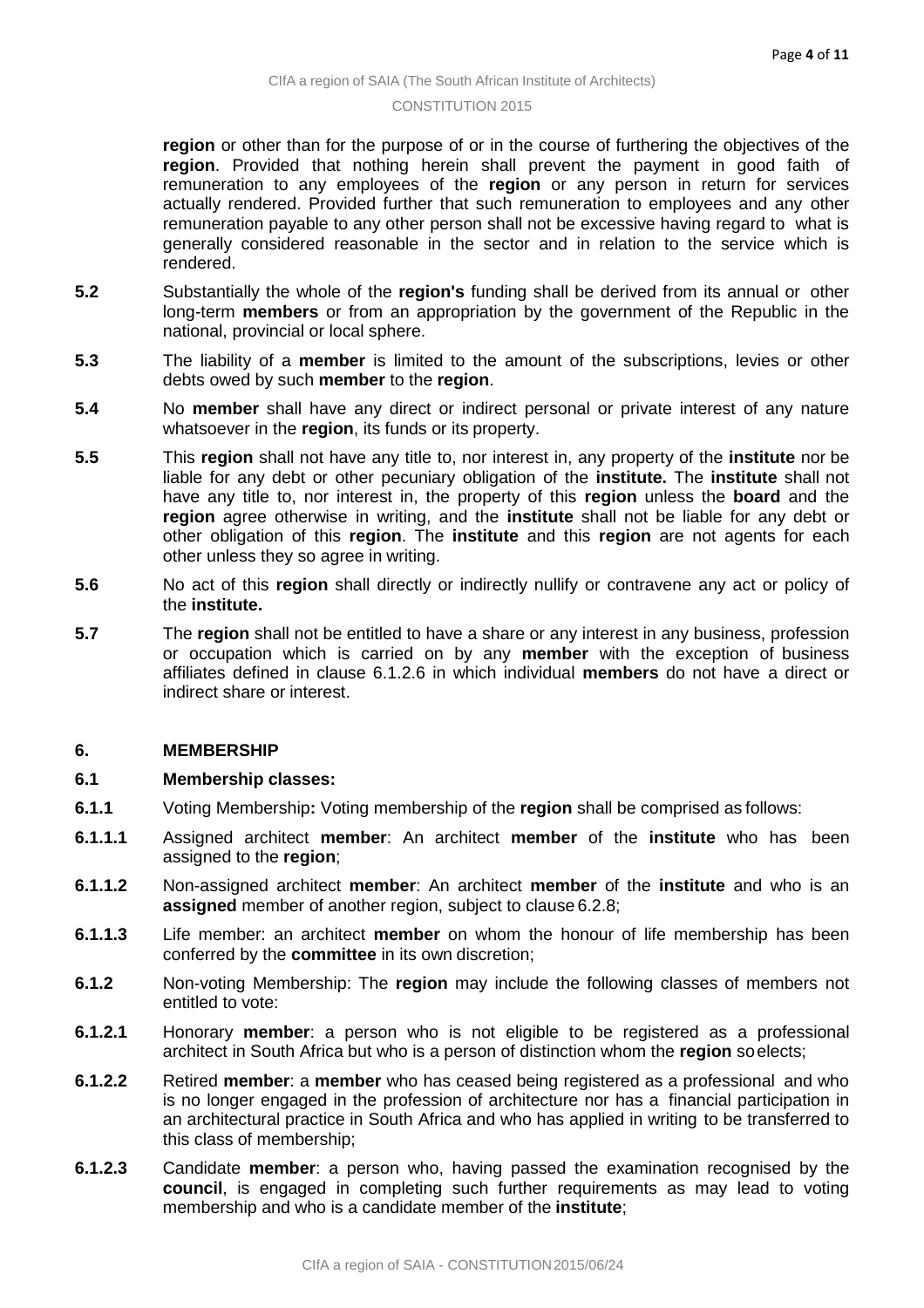**region** or other than for the purpose of or in the course of furthering the objectives of the **region**. Provided that nothing herein shall prevent the payment in good faith of remuneration to any employees of the **region** or any person in return for services actually rendered. Provided further that such remuneration to employees and any other remuneration payable to any other person shall not be excessive having regard to what is generally considered reasonable in the sector and in relation to the service which is rendered.

**5.2** Substantially the whole of the **region's** funding shall be derived from its annual or other long-term **members** or from an appropriation by the government of the Republic in the national, provincial or local sphere.

**5.3** The liability of a **member** is limited to the amount of the subscriptions, levies or other debts owed by such **member** to the **region**.

**5.4** No **member** shall have any direct or indirect personal or private interest of any nature whatsoever in the **region**, its funds or its property.

**5.5** This **region** shall not have any title to, nor interest in, any property of the **institute** nor be liable for any debt or other pecuniary obligation of the **institute.** The **institute** shall not have any title to, nor interest in, the property of this **region** unless the **board** and the **region** agree otherwise in writing, and the **institute** shall not be liable for any debt or other obligation of this **region**. The **institute** and this **region** are not agents for each other unless they so agree in writing.

**5.6** No act of this **region** shall directly or indirectly nullify or contravene any act or policy of the **institute.**

**5.7** The **region** shall not be entitled to have a share or any interest in any business, profession or occupation which is carried on by any **member** with the exception of business affiliates defined in clause 6.1.2.6 in which individual **members** do not have a direct or indirect share or interest.

## 6. MEMBERSHIP

### 6.1 Membership classes:

**6.1.1** Voting Membership**:** Voting membership of the **region** shall be comprised as follows:

**6.1.1.1** Assigned architect **member**: An architect **member** of the **institute** who has been assigned to the **region**;

**6.1.1.2** Non-assigned architect **member**: An architect **member** of the **institute** and who is an **assigned** member of another region, subject to clause 6.2.8;

**6.1.1.3** Life member: an architect **member** on whom the honour of life membership has been conferred by the **committee** in its own discretion;

**6.1.2** Non-voting Membership: The **region** may include the following classes of members not entitled to vote:

**6.1.2.1** Honorary **member**: a person who is not eligible to be registered as a professional architect in South Africa but who is a person of distinction whom the **region** so elects;

**6.1.2.2** Retired **member**: a **member** who has ceased being registered as a professional and who is no longer engaged in the profession of architecture nor has a financial participation in an architectural practice in South Africa and who has applied in writing to be transferred to this class of membership;

**6.1.2.3** Candidate **member**: a person who, having passed the examination recognised by the **council**, is engaged in completing such further requirements as may lead to voting membership and who is a candidate member of the **institute**;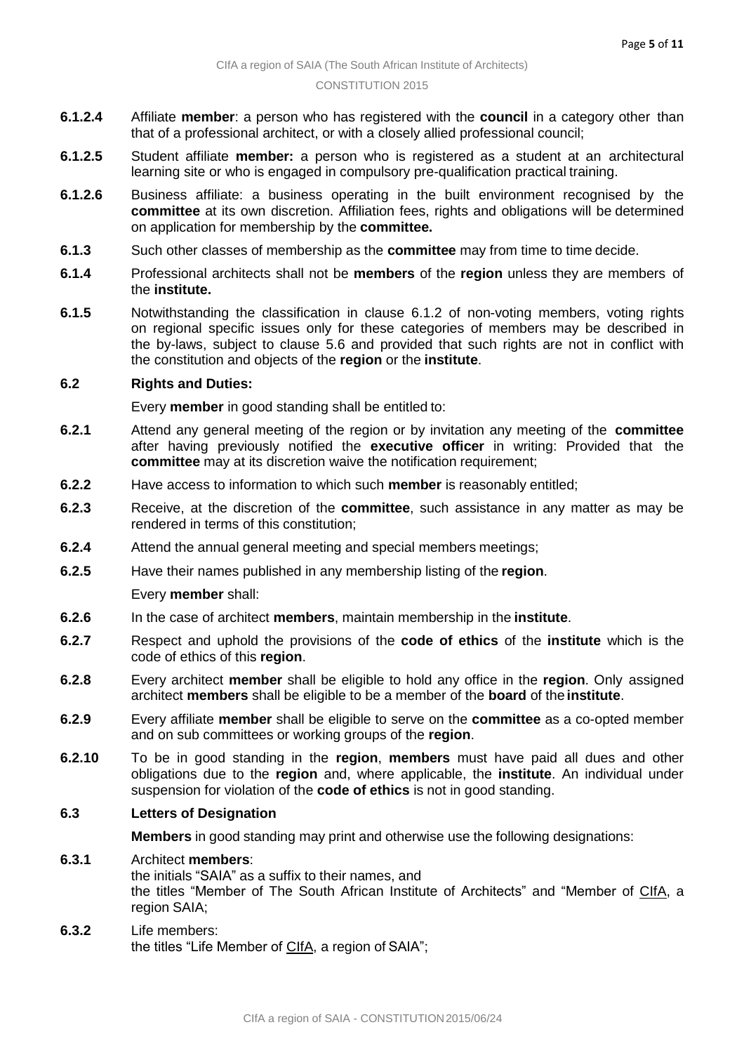**6.1.2.4** Affiliate **member**: a person who has registered with the **council** in a category other than that of a professional architect, or with a closely allied professional council;

**6.1.2.5** Student affiliate **member:** a person who is registered as a student at an architectural learning site or who is engaged in compulsory pre-qualification practical training.

**6.1.2.6** Business affiliate: a business operating in the built environment recognised by the **committee** at its own discretion. Affiliation fees, rights and obligations will be determined on application for membership by the **committee.**

**6.1.3** Such other classes of membership as the **committee** may from time to time decide.

**6.1.4** Professional architects shall not be **members** of the **region** unless they are members of the **institute.**

**6.1.5** Notwithstanding the classification in clause 6.1.2 of non-voting members, voting rights on regional specific issues only for these categories of members may be described in the by-laws, subject to clause 5.6 and provided that such rights are not in conflict with the constitution and objects of the **region** or the **institute**.

**6.2 Rights and Duties:**

Every **member** in good standing shall be entitled to:

**6.2.1** Attend any general meeting of the region or by invitation any meeting of the **committee** after having previously notified the **executive officer** in writing: Provided that the **committee** may at its discretion waive the notification requirement;

**6.2.2** Have access to information to which such **member** is reasonably entitled;

**6.2.3** Receive, at the discretion of the **committee**, such assistance in any matter as may be rendered in terms of this constitution;

**6.2.4** Attend the annual general meeting and special members meetings;

**6.2.5** Have their names published in any membership listing of the **region**.

Every **member** shall:

**6.2.6** In the case of architect **members**, maintain membership in the **institute**.

**6.2.7** Respect and uphold the provisions of the **code of ethics** of the **institute** which is the code of ethics of this **region**.

**6.2.8** Every architect **member** shall be eligible to hold any office in the **region**. Only assigned architect **members** shall be eligible to be a member of the **board** of the **institute**.

**6.2.9** Every affiliate **member** shall be eligible to serve on the **committee** as a co-opted member and on sub committees or working groups of the **region**.

**6.2.10** To be in good standing in the **region**, **members** must have paid all dues and other obligations due to the **region** and, where applicable, the **institute**. An individual under suspension for violation of the **code of ethics** is not in good standing.

**6.3 Letters of Designation**

**Members** in good standing may print and otherwise use the following designations:

**6.3.1** Architect **members**:
the initials "SAIA" as a suffix to their names, and
the titles "Member of The South African Institute of Architects" and "Member of CIfA, a region SAIA;

**6.3.2** Life members:
the titles "Life Member of CIfA, a region of SAIA";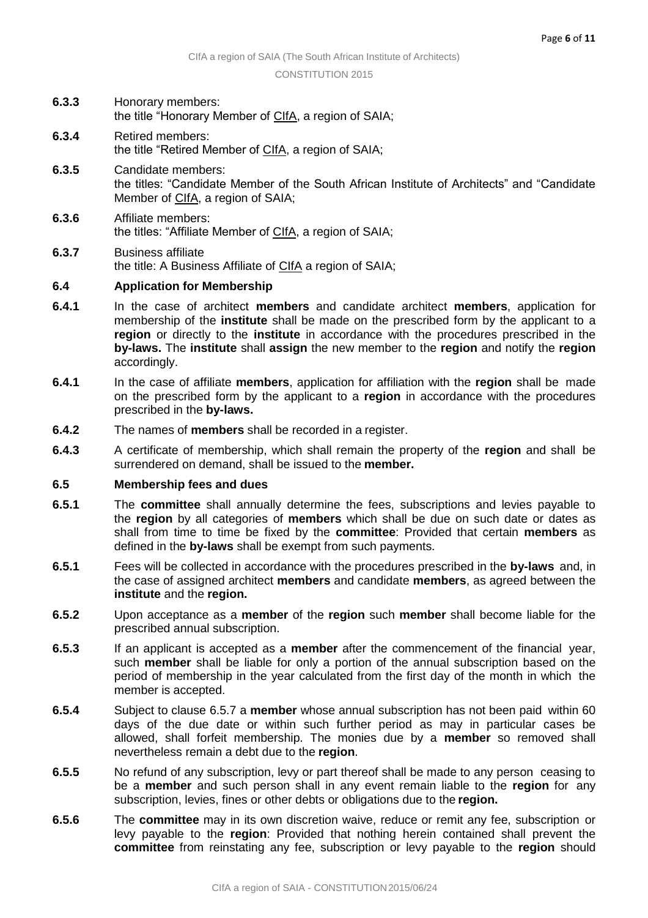**6.3.3** Honorary members:
the title "Honorary Member of CIfA, a region of SAIA;

**6.3.4** Retired members:
the title "Retired Member of CIfA, a region of SAIA;

**6.3.5** Candidate members:
the titles: "Candidate Member of the South African Institute of Architects" and "Candidate Member of CIfA, a region of SAIA;

**6.3.6** Affiliate members:
the titles: "Affiliate Member of CIfA, a region of SAIA;

**6.3.7** Business affiliate
the title: A Business Affiliate of CIfA a region of SAIA;

### 6.4 Application for Membership

**6.4.1** In the case of architect **members** and candidate architect **members**, application for membership of the **institute** shall be made on the prescribed form by the applicant to a **region** or directly to the **institute** in accordance with the procedures prescribed in the **by-laws.** The **institute** shall **assign** the new member to the **region** and notify the **region** accordingly.

**6.4.1** In the case of affiliate **members**, application for affiliation with the **region** shall be made on the prescribed form by the applicant to a **region** in accordance with the procedures prescribed in the **by-laws.**

**6.4.2** The names of **members** shall be recorded in a register.

**6.4.3** A certificate of membership, which shall remain the property of the **region** and shall be surrendered on demand, shall be issued to the **member.**

### 6.5 Membership fees and dues

**6.5.1** The **committee** shall annually determine the fees, subscriptions and levies payable to the **region** by all categories of **members** which shall be due on such date or dates as shall from time to time be fixed by the **committee**: Provided that certain **members** as defined in the **by-laws** shall be exempt from such payments.

**6.5.1** Fees will be collected in accordance with the procedures prescribed in the **by-laws** and, in the case of assigned architect **members** and candidate **members**, as agreed between the **institute** and the **region.**

**6.5.2** Upon acceptance as a **member** of the **region** such **member** shall become liable for the prescribed annual subscription.

**6.5.3** If an applicant is accepted as a **member** after the commencement of the financial year, such **member** shall be liable for only a portion of the annual subscription based on the period of membership in the year calculated from the first day of the month in which the member is accepted.

**6.5.4** Subject to clause 6.5.7 a **member** whose annual subscription has not been paid within 60 days of the due date or within such further period as may in particular cases be allowed, shall forfeit membership. The monies due by a **member** so removed shall nevertheless remain a debt due to the **region**.

**6.5.5** No refund of any subscription, levy or part thereof shall be made to any person ceasing to be a **member** and such person shall in any event remain liable to the **region** for any subscription, levies, fines or other debts or obligations due to the **region.**

**6.5.6** The **committee** may in its own discretion waive, reduce or remit any fee, subscription or levy payable to the **region**: Provided that nothing herein contained shall prevent the **committee** from reinstating any fee, subscription or levy payable to the **region** should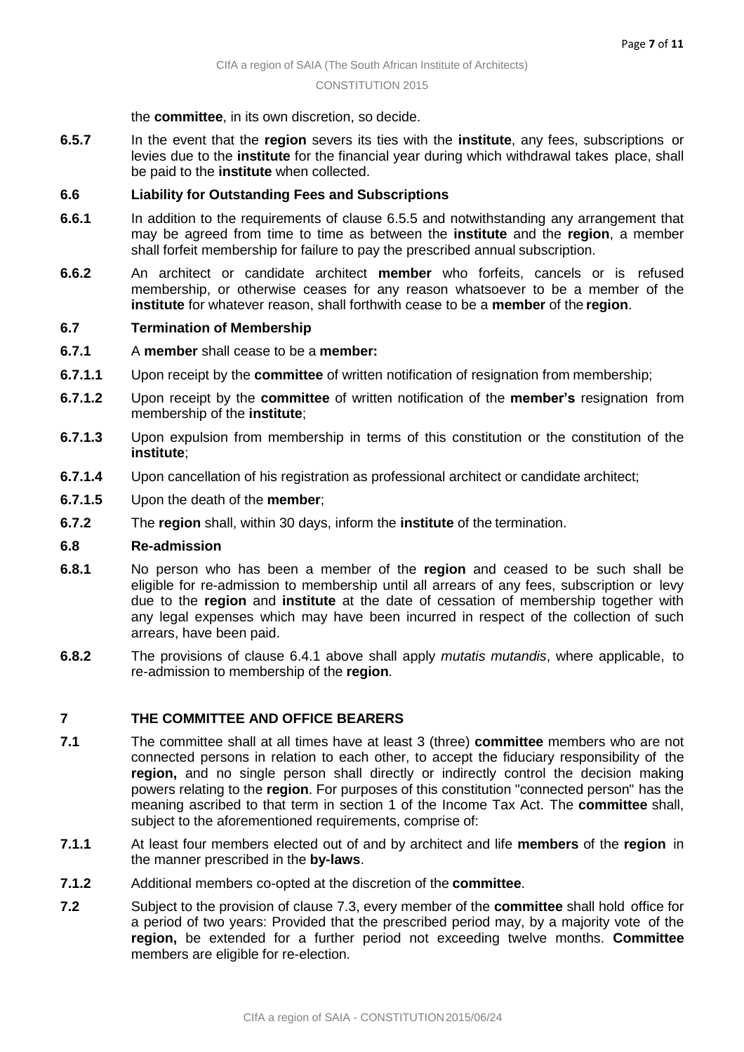the **committee**, in its own discretion, so decide.

**6.5.7** In the event that the **region** severs its ties with the **institute**, any fees, subscriptions or levies due to the **institute** for the financial year during which withdrawal takes place, shall be paid to the **institute** when collected.

**6.6 Liability for Outstanding Fees and Subscriptions**

**6.6.1** In addition to the requirements of clause 6.5.5 and notwithstanding any arrangement that may be agreed from time to time as between the **institute** and the **region**, a member shall forfeit membership for failure to pay the prescribed annual subscription.

**6.6.2** An architect or candidate architect **member** who forfeits, cancels or is refused membership, or otherwise ceases for any reason whatsoever to be a member of the **institute** for whatever reason, shall forthwith cease to be a **member** of the **region**.

**6.7 Termination of Membership**

**6.7.1** A **member** shall cease to be a **member:**

**6.7.1.1** Upon receipt by the **committee** of written notification of resignation from membership;

**6.7.1.2** Upon receipt by the **committee** of written notification of the **member's** resignation from membership of the **institute**;

**6.7.1.3** Upon expulsion from membership in terms of this constitution or the constitution of the **institute**;

**6.7.1.4** Upon cancellation of his registration as professional architect or candidate architect;

**6.7.1.5** Upon the death of the **member**;

**6.7.2** The **region** shall, within 30 days, inform the **institute** of the termination.

**6.8 Re-admission**

**6.8.1** No person who has been a member of the **region** and ceased to be such shall be eligible for re-admission to membership until all arrears of any fees, subscription or levy due to the **region** and **institute** at the date of cessation of membership together with any legal expenses which may have been incurred in respect of the collection of such arrears, have been paid.

**6.8.2** The provisions of clause 6.4.1 above shall apply *mutatis mutandis*, where applicable, to re-admission to membership of the **region**.

## 7 THE COMMITTEE AND OFFICE BEARERS

**7.1** The committee shall at all times have at least 3 (three) **committee** members who are not connected persons in relation to each other, to accept the fiduciary responsibility of the **region,** and no single person shall directly or indirectly control the decision making powers relating to the **region**. For purposes of this constitution "connected person" has the meaning ascribed to that term in section 1 of the Income Tax Act. The **committee** shall, subject to the aforementioned requirements, comprise of:

**7.1.1** At least four members elected out of and by architect and life **members** of the **region** in the manner prescribed in the **by-laws**.

**7.1.2** Additional members co-opted at the discretion of the **committee**.

**7.2** Subject to the provision of clause 7.3, every member of the **committee** shall hold office for a period of two years: Provided that the prescribed period may, by a majority vote of the **region,** be extended for a further period not exceeding twelve months. **Committee** members are eligible for re-election.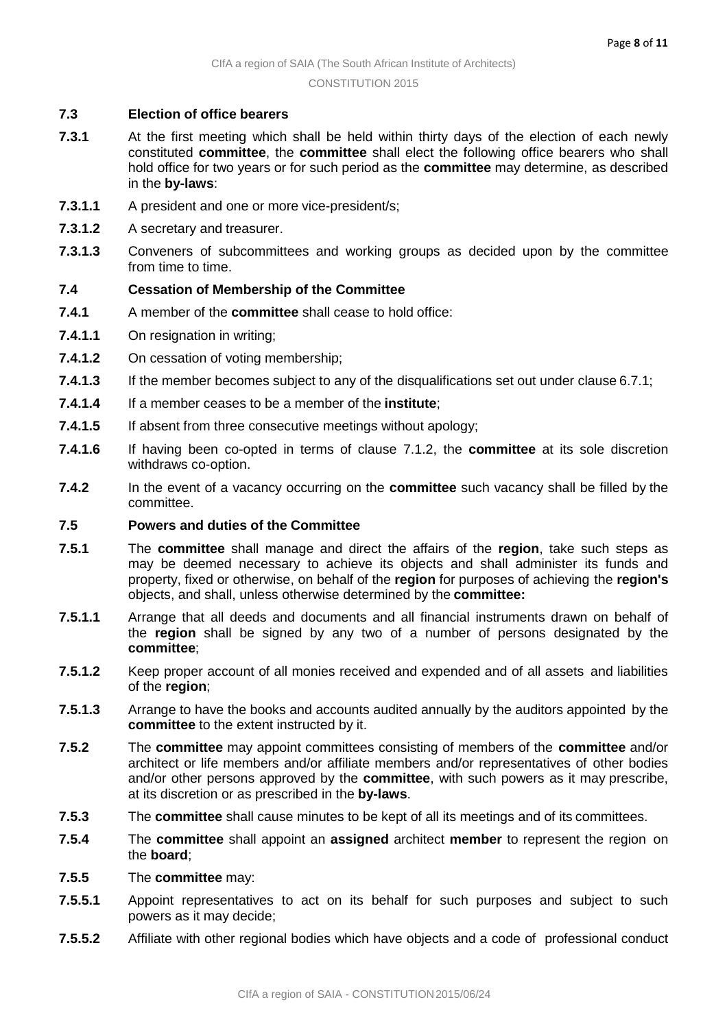**7.3 Election of office bearers**

**7.3.1** At the first meeting which shall be held within thirty days of the election of each newly constituted **committee**, the **committee** shall elect the following office bearers who shall hold office for two years or for such period as the **committee** may determine, as described in the **by-laws**:

**7.3.1.1** A president and one or more vice-president/s;

**7.3.1.2** A secretary and treasurer.

**7.3.1.3** Conveners of subcommittees and working groups as decided upon by the committee from time to time.

**7.4 Cessation of Membership of the Committee**

**7.4.1** A member of the **committee** shall cease to hold office:

**7.4.1.1** On resignation in writing;

**7.4.1.2** On cessation of voting membership;

**7.4.1.3** If the member becomes subject to any of the disqualifications set out under clause 6.7.1;

**7.4.1.4** If a member ceases to be a member of the **institute**;

**7.4.1.5** If absent from three consecutive meetings without apology;

**7.4.1.6** If having been co-opted in terms of clause 7.1.2, the **committee** at its sole discretion withdraws co-option.

**7.4.2** In the event of a vacancy occurring on the **committee** such vacancy shall be filled by the committee.

**7.5 Powers and duties of the Committee**

**7.5.1** The **committee** shall manage and direct the affairs of the **region**, take such steps as may be deemed necessary to achieve its objects and shall administer its funds and property, fixed or otherwise, on behalf of the **region** for purposes of achieving the **region's** objects, and shall, unless otherwise determined by the **committee:**

**7.5.1.1** Arrange that all deeds and documents and all financial instruments drawn on behalf of the **region** shall be signed by any two of a number of persons designated by the **committee**;

**7.5.1.2** Keep proper account of all monies received and expended and of all assets and liabilities of the **region**;

**7.5.1.3** Arrange to have the books and accounts audited annually by the auditors appointed by the **committee** to the extent instructed by it.

**7.5.2** The **committee** may appoint committees consisting of members of the **committee** and/or architect or life members and/or affiliate members and/or representatives of other bodies and/or other persons approved by the **committee**, with such powers as it may prescribe, at its discretion or as prescribed in the **by-laws**.

**7.5.3** The **committee** shall cause minutes to be kept of all its meetings and of its committees.

**7.5.4** The **committee** shall appoint an **assigned** architect **member** to represent the region on the **board**;

**7.5.5** The **committee** may:

**7.5.5.1** Appoint representatives to act on its behalf for such purposes and subject to such powers as it may decide;

**7.5.5.2** Affiliate with other regional bodies which have objects and a code of professional conduct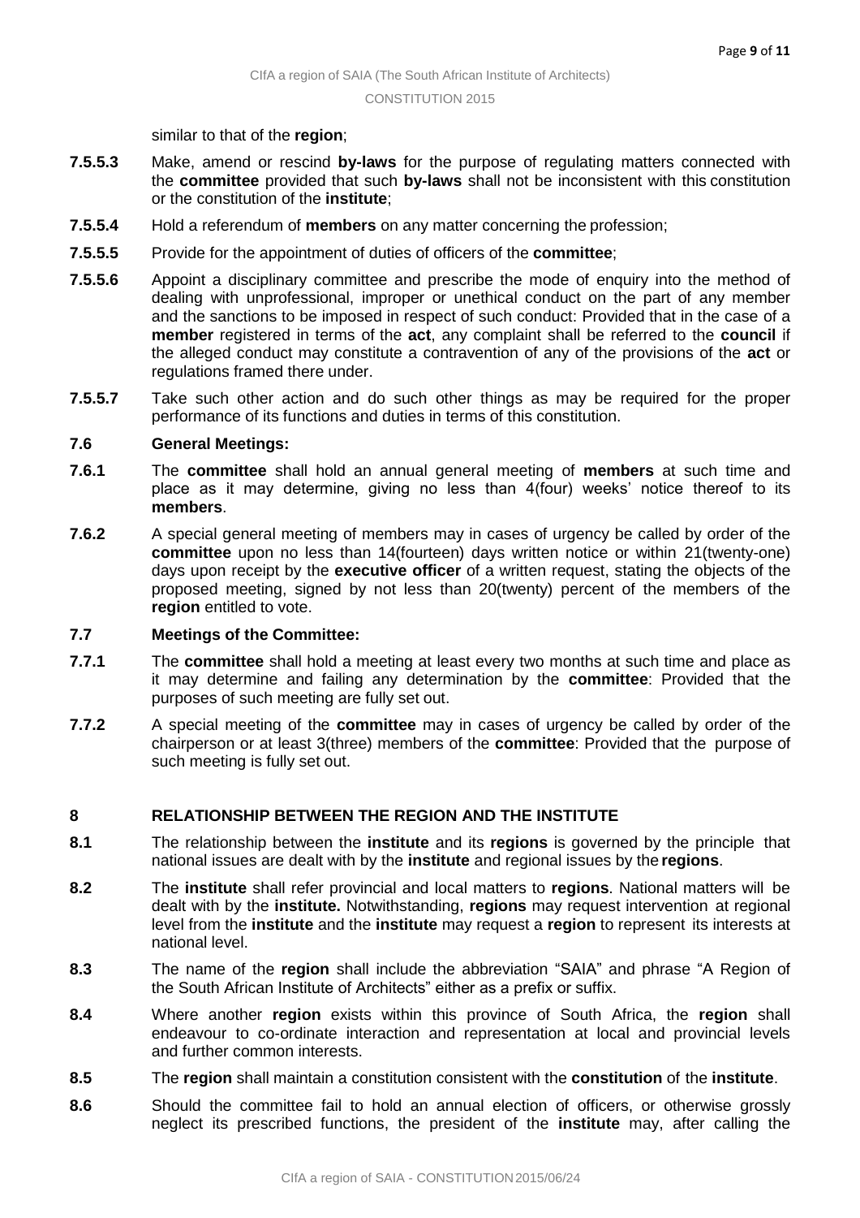similar to that of the **region**;

**7.5.5.3** Make, amend or rescind **by-laws** for the purpose of regulating matters connected with the **committee** provided that such **by-laws** shall not be inconsistent with this constitution or the constitution of the **institute**;

**7.5.5.4** Hold a referendum of **members** on any matter concerning the profession;

**7.5.5.5** Provide for the appointment of duties of officers of the **committee**;

**7.5.5.6** Appoint a disciplinary committee and prescribe the mode of enquiry into the method of dealing with unprofessional, improper or unethical conduct on the part of any member and the sanctions to be imposed in respect of such conduct: Provided that in the case of a **member** registered in terms of the **act**, any complaint shall be referred to the **council** if the alleged conduct may constitute a contravention of any of the provisions of the **act** or regulations framed there under.

**7.5.5.7** Take such other action and do such other things as may be required for the proper performance of its functions and duties in terms of this constitution.

**7.6 General Meetings:**

**7.6.1** The **committee** shall hold an annual general meeting of **members** at such time and place as it may determine, giving no less than 4(four) weeks' notice thereof to its **members**.

**7.6.2** A special general meeting of members may in cases of urgency be called by order of the **committee** upon no less than 14(fourteen) days written notice or within 21(twenty-one) days upon receipt by the **executive officer** of a written request, stating the objects of the proposed meeting, signed by not less than 20(twenty) percent of the members of the **region** entitled to vote.

**7.7 Meetings of the Committee:**

**7.7.1** The **committee** shall hold a meeting at least every two months at such time and place as it may determine and failing any determination by the **committee**: Provided that the purposes of such meeting are fully set out.

**7.7.2** A special meeting of the **committee** may in cases of urgency be called by order of the chairperson or at least 3(three) members of the **committee**: Provided that the purpose of such meeting is fully set out.

## 8 RELATIONSHIP BETWEEN THE REGION AND THE INSTITUTE

**8.1** The relationship between the **institute** and its **regions** is governed by the principle that national issues are dealt with by the **institute** and regional issues by the **regions**.

**8.2** The **institute** shall refer provincial and local matters to **regions**. National matters will be dealt with by the **institute.** Notwithstanding, **regions** may request intervention at regional level from the **institute** and the **institute** may request a **region** to represent its interests at national level.

**8.3** The name of the **region** shall include the abbreviation "SAIA" and phrase "A Region of the South African Institute of Architects" either as a prefix or suffix.

**8.4** Where another **region** exists within this province of South Africa, the **region** shall endeavour to co-ordinate interaction and representation at local and provincial levels and further common interests.

**8.5** The **region** shall maintain a constitution consistent with the **constitution** of the **institute**.

**8.6** Should the committee fail to hold an annual election of officers, or otherwise grossly neglect its prescribed functions, the president of the **institute** may, after calling the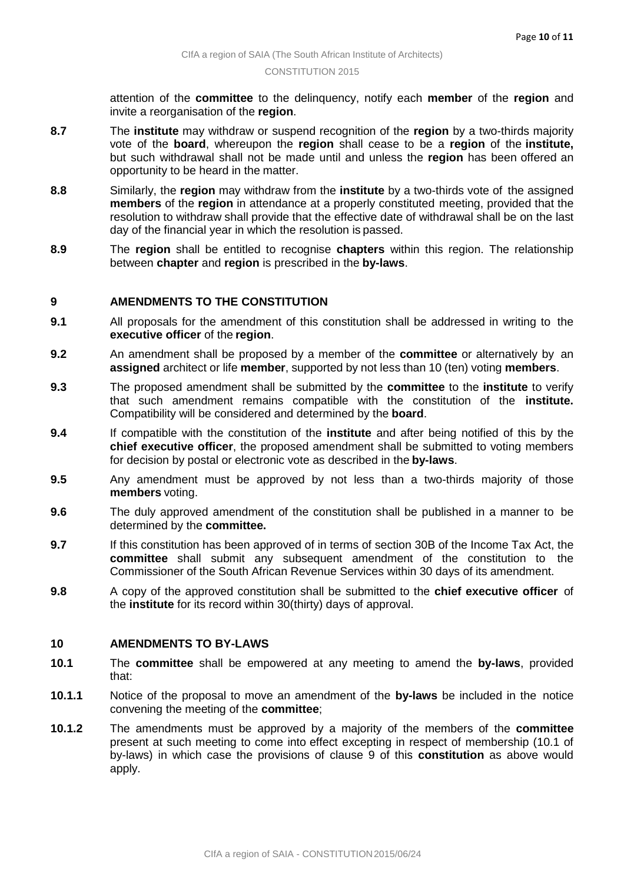attention of the **committee** to the delinquency, notify each **member** of the **region** and invite a reorganisation of the **region**.

**8.7** The **institute** may withdraw or suspend recognition of the **region** by a two-thirds majority vote of the **board**, whereupon the **region** shall cease to be a **region** of the **institute,** but such withdrawal shall not be made until and unless the **region** has been offered an opportunity to be heard in the matter.

**8.8** Similarly, the **region** may withdraw from the **institute** by a two-thirds vote of the assigned **members** of the **region** in attendance at a properly constituted meeting, provided that the resolution to withdraw shall provide that the effective date of withdrawal shall be on the last day of the financial year in which the resolution is passed.

**8.9** The **region** shall be entitled to recognise **chapters** within this region. The relationship between **chapter** and **region** is prescribed in the **by-laws**.

## 9 AMENDMENTS TO THE CONSTITUTION

**9.1** All proposals for the amendment of this constitution shall be addressed in writing to the **executive officer** of the **region**.

**9.2** An amendment shall be proposed by a member of the **committee** or alternatively by an **assigned** architect or life **member**, supported by not less than 10 (ten) voting **members**.

**9.3** The proposed amendment shall be submitted by the **committee** to the **institute** to verify that such amendment remains compatible with the constitution of the **institute.** Compatibility will be considered and determined by the **board**.

**9.4** If compatible with the constitution of the **institute** and after being notified of this by the **chief executive officer**, the proposed amendment shall be submitted to voting members for decision by postal or electronic vote as described in the **by-laws**.

**9.5** Any amendment must be approved by not less than a two-thirds majority of those **members** voting.

**9.6** The duly approved amendment of the constitution shall be published in a manner to be determined by the **committee.**

**9.7** If this constitution has been approved of in terms of section 30B of the Income Tax Act, the **committee** shall submit any subsequent amendment of the constitution to the Commissioner of the South African Revenue Services within 30 days of its amendment.

**9.8** A copy of the approved constitution shall be submitted to the **chief executive officer** of the **institute** for its record within 30(thirty) days of approval.

## 10 AMENDMENTS TO BY-LAWS

**10.1** The **committee** shall be empowered at any meeting to amend the **by-laws**, provided that:

**10.1.1** Notice of the proposal to move an amendment of the **by-laws** be included in the notice convening the meeting of the **committee**;

**10.1.2** The amendments must be approved by a majority of the members of the **committee** present at such meeting to come into effect excepting in respect of membership (10.1 of by-laws) in which case the provisions of clause 9 of this **constitution** as above would apply.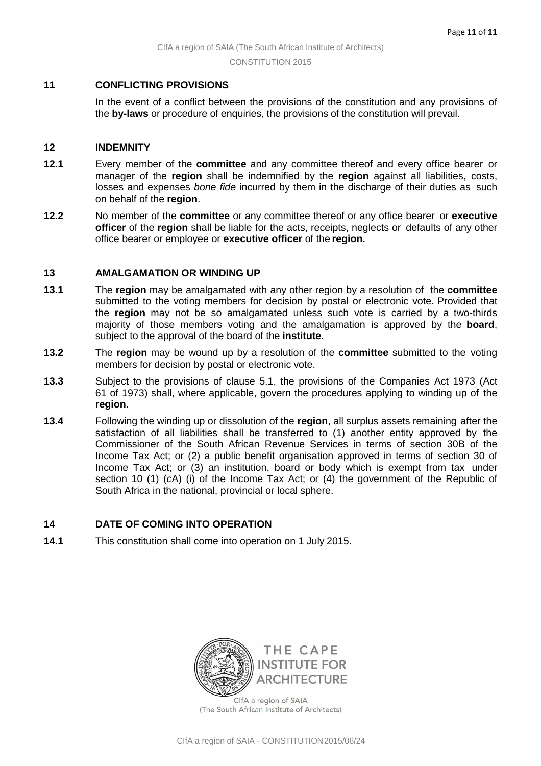## 11 CONFLICTING PROVISIONS

In the event of a conflict between the provisions of the constitution and any provisions of the **by-laws** or procedure of enquiries, the provisions of the constitution will prevail.

## 12 INDEMNITY

**12.1** Every member of the **committee** and any committee thereof and every office bearer or manager of the **region** shall be indemnified by the **region** against all liabilities, costs, losses and expenses *bone fide* incurred by them in the discharge of their duties as such on behalf of the **region**.

**12.2** No member of the **committee** or any committee thereof or any office bearer or **executive officer** of the **region** shall be liable for the acts, receipts, neglects or defaults of any other office bearer or employee or **executive officer** of the **region.**

## 13 AMALGAMATION OR WINDING UP

**13.1** The **region** may be amalgamated with any other region by a resolution of the **committee** submitted to the voting members for decision by postal or electronic vote. Provided that the **region** may not be so amalgamated unless such vote is carried by a two-thirds majority of those members voting and the amalgamation is approved by the **board**, subject to the approval of the board of the **institute**.

**13.2** The **region** may be wound up by a resolution of the **committee** submitted to the voting members for decision by postal or electronic vote.

**13.3** Subject to the provisions of clause 5.1, the provisions of the Companies Act 1973 (Act 61 of 1973) shall, where applicable, govern the procedures applying to winding up of the **region**.

**13.4** Following the winding up or dissolution of the **region**, all surplus assets remaining after the satisfaction of all liabilities shall be transferred to (1) another entity approved by the Commissioner of the South African Revenue Services in terms of section 30B of the Income Tax Act; or (2) a public benefit organisation approved in terms of section 30 of Income Tax Act; or (3) an institution, board or body which is exempt from tax under section 10 (1) (*c*A) (i) of the Income Tax Act; or (4) the government of the Republic of South Africa in the national, provincial or local sphere.

## 14 DATE OF COMING INTO OPERATION

**14.1** This constitution shall come into operation on 1 July 2015.

THE CAPE INSTITUTE FOR ARCHITECTURE

CIfA a region of SAIA
(The South African Institute of Architects)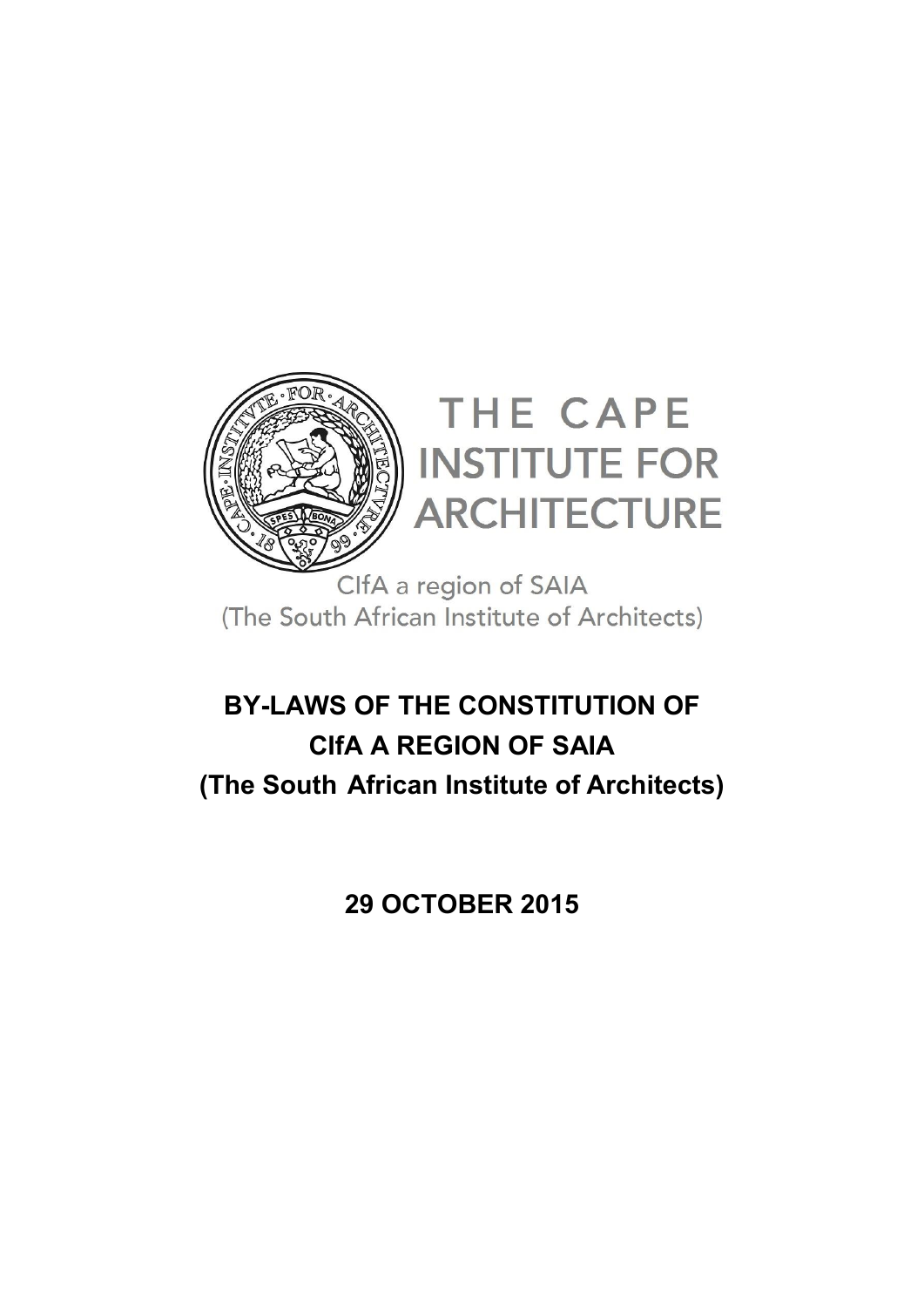THE CAPE INSTITUTE FOR ARCHITECTURE

CIfA a region of SAIA
(The South African Institute of Architects)

# BY-LAWS OF THE CONSTITUTION OF CIfA A REGION OF SAIA (The South African Institute of Architects)

**29 OCTOBER 2015**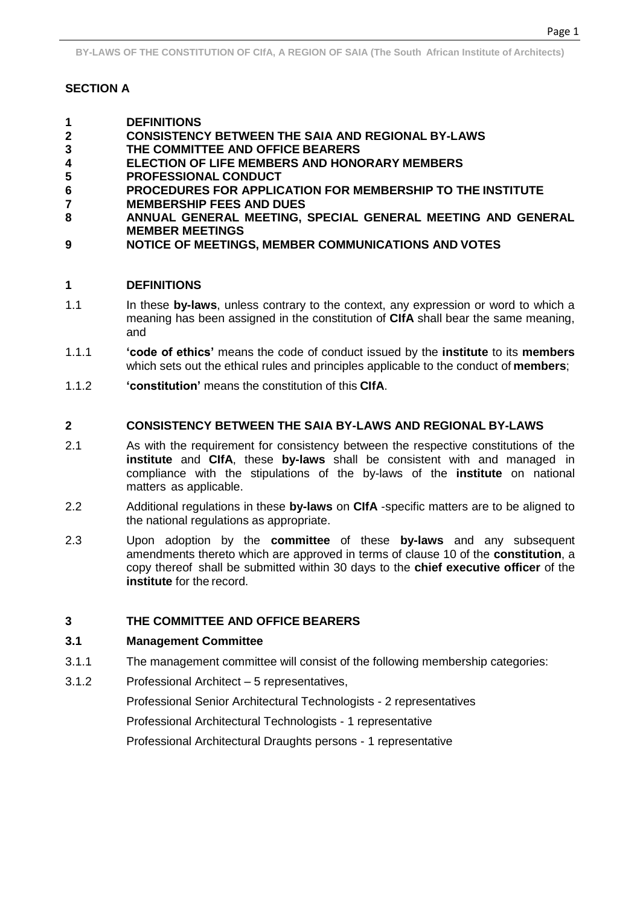## SECTION A

**1 DEFINITIONS**
**2 CONSISTENCY BETWEEN THE SAIA AND REGIONAL BY-LAWS**
**3 THE COMMITTEE AND OFFICE BEARERS**
**4 ELECTION OF LIFE MEMBERS AND HONORARY MEMBERS**
**5 PROFESSIONAL CONDUCT**
**6 PROCEDURES FOR APPLICATION FOR MEMBERSHIP TO THE INSTITUTE**
**7 MEMBERSHIP FEES AND DUES**
**8 ANNUAL GENERAL MEETING, SPECIAL GENERAL MEETING AND GENERAL MEMBER MEETINGS**
**9 NOTICE OF MEETINGS, MEMBER COMMUNICATIONS AND VOTES**

## 1 DEFINITIONS

1.1 In these **by-laws**, unless contrary to the context, any expression or word to which a meaning has been assigned in the constitution of **CIfA** shall bear the same meaning, and

1.1.1 **'code of ethics'** means the code of conduct issued by the **institute** to its **members** which sets out the ethical rules and principles applicable to the conduct of **members**;

1.1.2 **'constitution'** means the constitution of this **CIfA**.

## 2 CONSISTENCY BETWEEN THE SAIA BY-LAWS AND REGIONAL BY-LAWS

2.1 As with the requirement for consistency between the respective constitutions of the **institute** and **CIfA**, these **by-laws** shall be consistent with and managed in compliance with the stipulations of the by-laws of the **institute** on national matters as applicable.

2.2 Additional regulations in these **by-laws** on **CIfA** -specific matters are to be aligned to the national regulations as appropriate.

2.3 Upon adoption by the **committee** of these **by-laws** and any subsequent amendments thereto which are approved in terms of clause 10 of the **constitution**, a copy thereof shall be submitted within 30 days to the **chief executive officer** of the **institute** for the record.

## 3 THE COMMITTEE AND OFFICE BEARERS

### 3.1 Management Committee

3.1.1 The management committee will consist of the following membership categories:

3.1.2 Professional Architect – 5 representatives,

Professional Senior Architectural Technologists - 2 representatives

Professional Architectural Technologists - 1 representative

Professional Architectural Draughts persons - 1 representative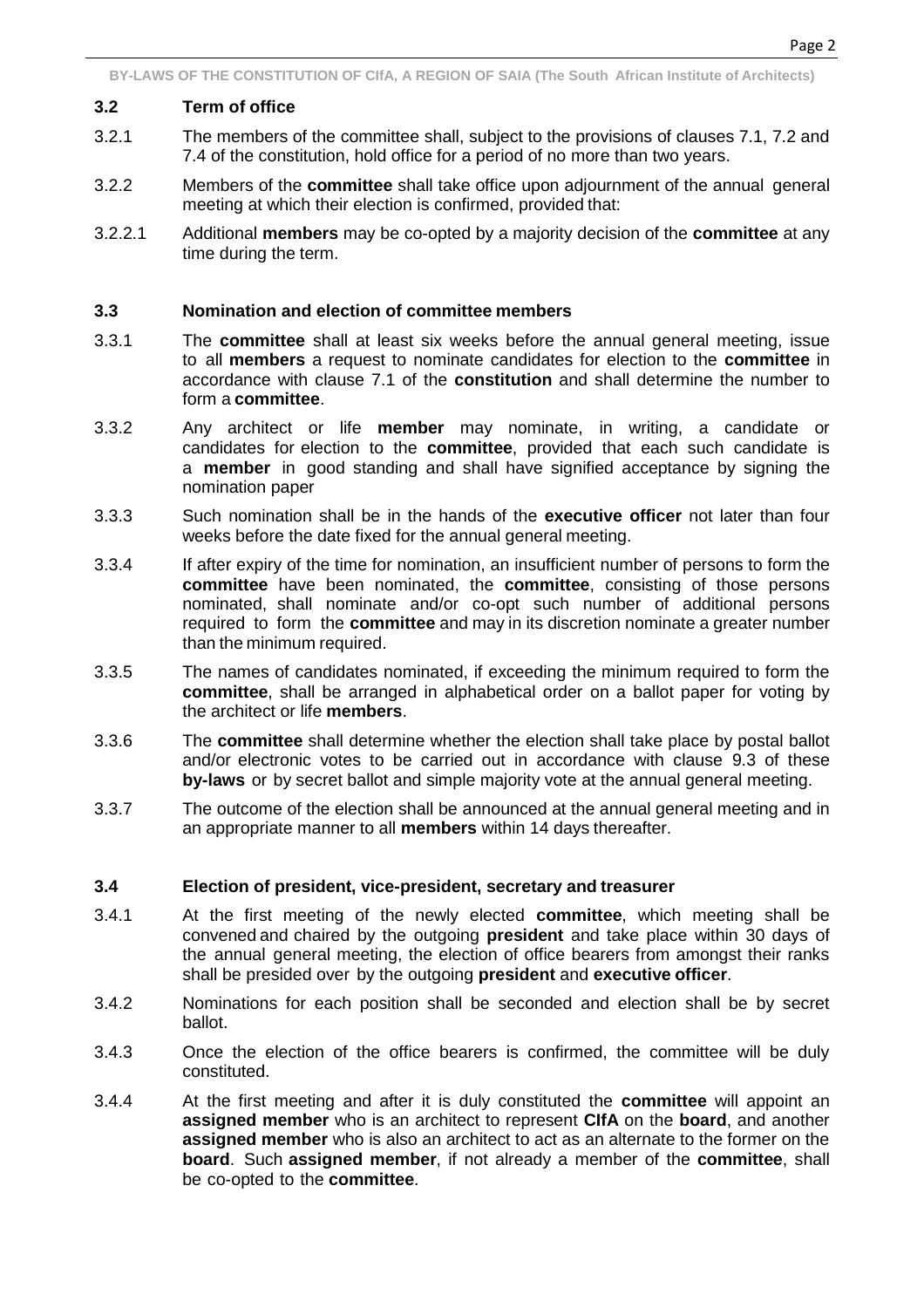### 3.2 Term of office

3.2.1 The members of the committee shall, subject to the provisions of clauses 7.1, 7.2 and 7.4 of the constitution, hold office for a period of no more than two years.

3.2.2 Members of the **committee** shall take office upon adjournment of the annual general meeting at which their election is confirmed, provided that:

3.2.2.1 Additional **members** may be co-opted by a majority decision of the **committee** at any time during the term.

### 3.3 Nomination and election of committee members

3.3.1 The **committee** shall at least six weeks before the annual general meeting, issue to all **members** a request to nominate candidates for election to the **committee** in accordance with clause 7.1 of the **constitution** and shall determine the number to form a **committee**.

3.3.2 Any architect or life **member** may nominate, in writing, a candidate or candidates for election to the **committee**, provided that each such candidate is a **member** in good standing and shall have signified acceptance by signing the nomination paper

3.3.3 Such nomination shall be in the hands of the **executive officer** not later than four weeks before the date fixed for the annual general meeting.

3.3.4 If after expiry of the time for nomination, an insufficient number of persons to form the **committee** have been nominated, the **committee**, consisting of those persons nominated, shall nominate and/or co-opt such number of additional persons required to form the **committee** and may in its discretion nominate a greater number than the minimum required.

3.3.5 The names of candidates nominated, if exceeding the minimum required to form the **committee**, shall be arranged in alphabetical order on a ballot paper for voting by the architect or life **members**.

3.3.6 The **committee** shall determine whether the election shall take place by postal ballot and/or electronic votes to be carried out in accordance with clause 9.3 of these **by-laws** or by secret ballot and simple majority vote at the annual general meeting.

3.3.7 The outcome of the election shall be announced at the annual general meeting and in an appropriate manner to all **members** within 14 days thereafter.

### 3.4 Election of president, vice-president, secretary and treasurer

3.4.1 At the first meeting of the newly elected **committee**, which meeting shall be convened and chaired by the outgoing **president** and take place within 30 days of the annual general meeting, the election of office bearers from amongst their ranks shall be presided over by the outgoing **president** and **executive officer**.

3.4.2 Nominations for each position shall be seconded and election shall be by secret ballot.

3.4.3 Once the election of the office bearers is confirmed, the committee will be duly constituted.

3.4.4 At the first meeting and after it is duly constituted the **committee** will appoint an **assigned member** who is an architect to represent **CIfA** on the **board**, and another **assigned member** who is also an architect to act as an alternate to the former on the **board**. Such **assigned member**, if not already a member of the **committee**, shall be co-opted to the **committee**.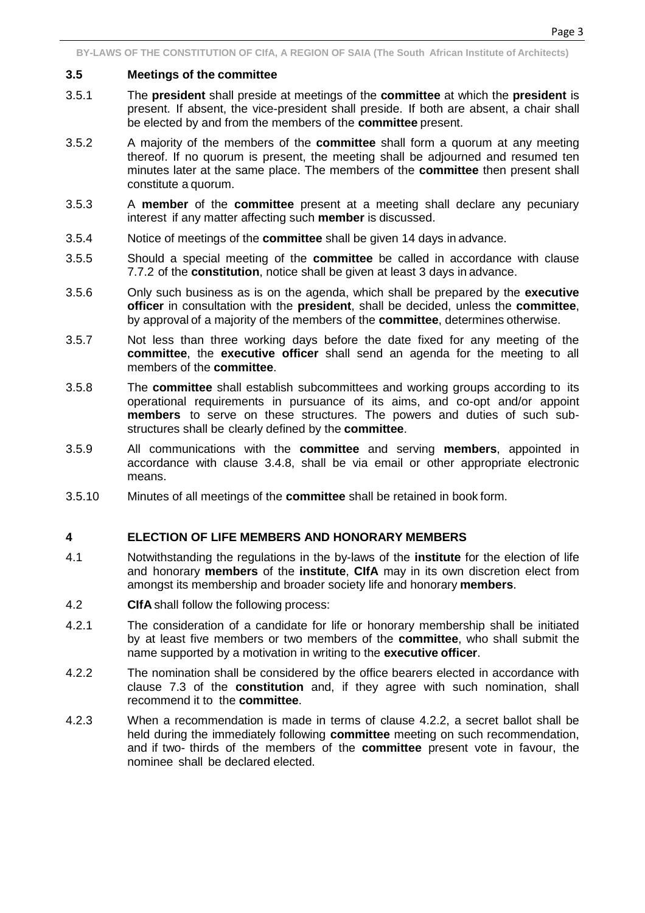### 3.5 Meetings of the committee

3.5.1 The **president** shall preside at meetings of the **committee** at which the **president** is present. If absent, the vice-president shall preside. If both are absent, a chair shall be elected by and from the members of the **committee** present.

3.5.2 A majority of the members of the **committee** shall form a quorum at any meeting thereof. If no quorum is present, the meeting shall be adjourned and resumed ten minutes later at the same place. The members of the **committee** then present shall constitute a quorum.

3.5.3 A **member** of the **committee** present at a meeting shall declare any pecuniary interest if any matter affecting such **member** is discussed.

3.5.4 Notice of meetings of the **committee** shall be given 14 days in advance.

3.5.5 Should a special meeting of the **committee** be called in accordance with clause 7.7.2 of the **constitution**, notice shall be given at least 3 days in advance.

3.5.6 Only such business as is on the agenda, which shall be prepared by the **executive officer** in consultation with the **president**, shall be decided, unless the **committee**, by approval of a majority of the members of the **committee**, determines otherwise.

3.5.7 Not less than three working days before the date fixed for any meeting of the **committee**, the **executive officer** shall send an agenda for the meeting to all members of the **committee**.

3.5.8 The **committee** shall establish subcommittees and working groups according to its operational requirements in pursuance of its aims, and co-opt and/or appoint **members** to serve on these structures. The powers and duties of such sub-structures shall be clearly defined by the **committee**.

3.5.9 All communications with the **committee** and serving **members**, appointed in accordance with clause 3.4.8, shall be via email or other appropriate electronic means.

3.5.10 Minutes of all meetings of the **committee** shall be retained in book form.

## 4 ELECTION OF LIFE MEMBERS AND HONORARY MEMBERS

4.1 Notwithstanding the regulations in the by-laws of the **institute** for the election of life and honorary **members** of the **institute**, **CIfA** may in its own discretion elect from amongst its membership and broader society life and honorary **members**.

4.2 **CIfA** shall follow the following process:

4.2.1 The consideration of a candidate for life or honorary membership shall be initiated by at least five members or two members of the **committee**, who shall submit the name supported by a motivation in writing to the **executive officer**.

4.2.2 The nomination shall be considered by the office bearers elected in accordance with clause 7.3 of the **constitution** and, if they agree with such nomination, shall recommend it to the **committee**.

4.2.3 When a recommendation is made in terms of clause 4.2.2, a secret ballot shall be held during the immediately following **committee** meeting on such recommendation, and if two- thirds of the members of the **committee** present vote in favour, the nominee shall be declared elected.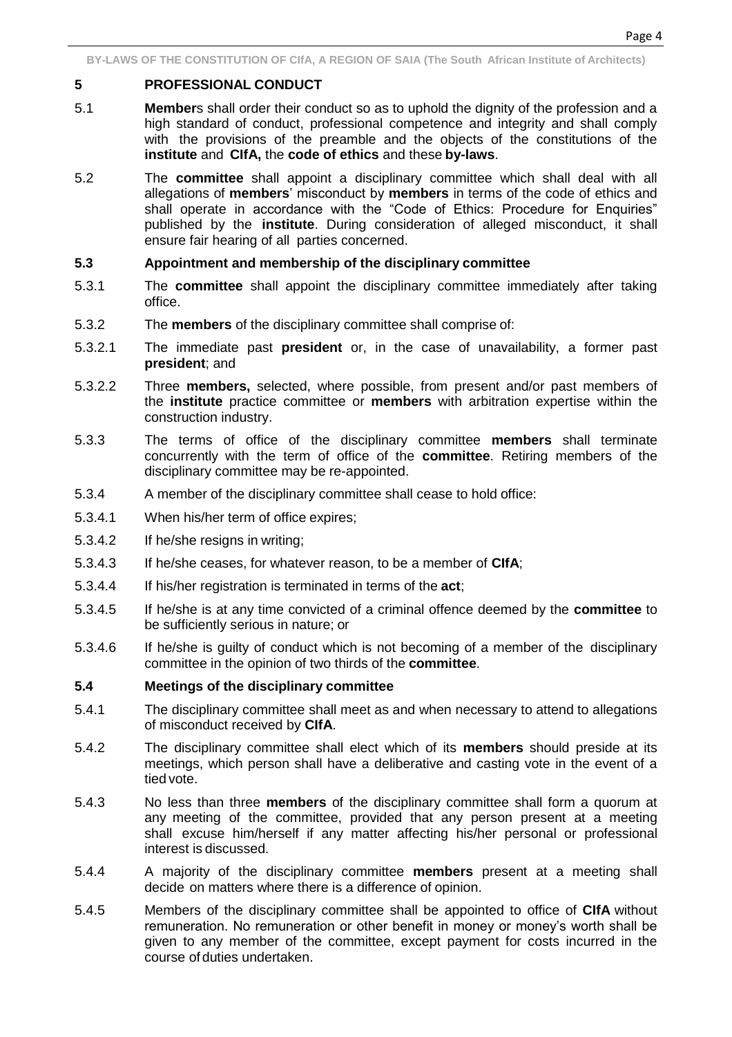## 5 PROFESSIONAL CONDUCT

5.1 **Member**s shall order their conduct so as to uphold the dignity of the profession and a high standard of conduct, professional competence and integrity and shall comply with the provisions of the preamble and the objects of the constitutions of the **institute** and **CIfA,** the **code of ethics** and these **by-laws**.

5.2 The **committee** shall appoint a disciplinary committee which shall deal with all allegations of **members**' misconduct by **members** in terms of the code of ethics and shall operate in accordance with the "Code of Ethics: Procedure for Enquiries" published by the **institute**. During consideration of alleged misconduct, it shall ensure fair hearing of all parties concerned.

### 5.3 Appointment and membership of the disciplinary committee

5.3.1 The **committee** shall appoint the disciplinary committee immediately after taking office.

5.3.2 The **members** of the disciplinary committee shall comprise of:

5.3.2.1 The immediate past **president** or, in the case of unavailability, a former past **president**; and

5.3.2.2 Three **members,** selected, where possible, from present and/or past members of the **institute** practice committee or **members** with arbitration expertise within the construction industry.

5.3.3 The terms of office of the disciplinary committee **members** shall terminate concurrently with the term of office of the **committee**. Retiring members of the disciplinary committee may be re-appointed.

5.3.4 A member of the disciplinary committee shall cease to hold office:

5.3.4.1 When his/her term of office expires;

5.3.4.2 If he/she resigns in writing;

5.3.4.3 If he/she ceases, for whatever reason, to be a member of **CIfA**;

5.3.4.4 If his/her registration is terminated in terms of the **act**;

5.3.4.5 If he/she is at any time convicted of a criminal offence deemed by the **committee** to be sufficiently serious in nature; or

5.3.4.6 If he/she is guilty of conduct which is not becoming of a member of the disciplinary committee in the opinion of two thirds of the **committee**.

### 5.4 Meetings of the disciplinary committee

5.4.1 The disciplinary committee shall meet as and when necessary to attend to allegations of misconduct received by **CIfA**.

5.4.2 The disciplinary committee shall elect which of its **members** should preside at its meetings, which person shall have a deliberative and casting vote in the event of a tied vote.

5.4.3 No less than three **members** of the disciplinary committee shall form a quorum at any meeting of the committee, provided that any person present at a meeting shall excuse him/herself if any matter affecting his/her personal or professional interest is discussed.

5.4.4 A majority of the disciplinary committee **members** present at a meeting shall decide on matters where there is a difference of opinion.

5.4.5 Members of the disciplinary committee shall be appointed to office of **CIfA** without remuneration. No remuneration or other benefit in money or money's worth shall be given to any member of the committee, except payment for costs incurred in the course of duties undertaken.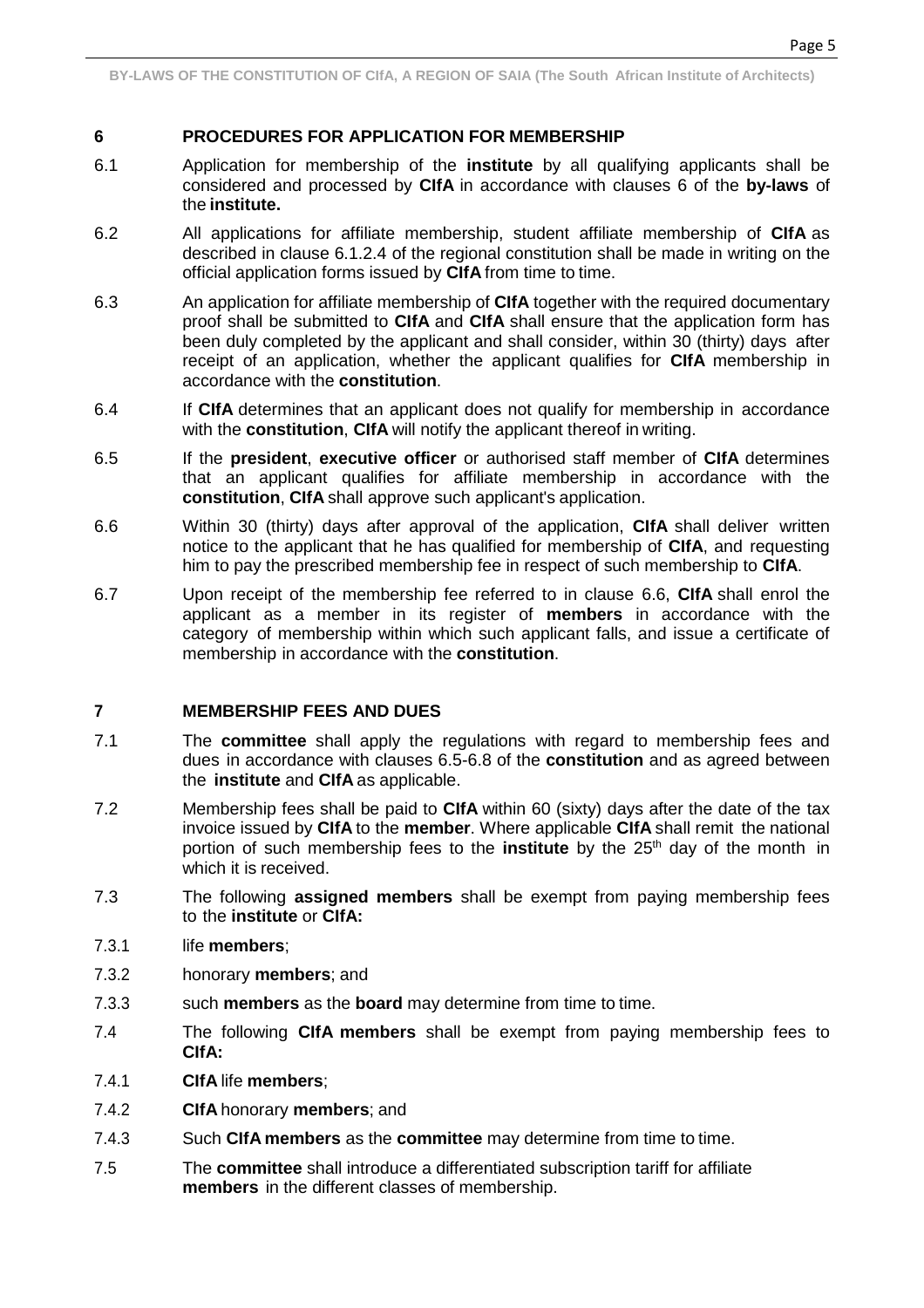## 6 PROCEDURES FOR APPLICATION FOR MEMBERSHIP

6.1 Application for membership of the **institute** by all qualifying applicants shall be considered and processed by **CIfA** in accordance with clauses 6 of the **by-laws** of the **institute.**

6.2 All applications for affiliate membership, student affiliate membership of **CIfA** as described in clause 6.1.2.4 of the regional constitution shall be made in writing on the official application forms issued by **CIfA** from time to time.

6.3 An application for affiliate membership of **CIfA** together with the required documentary proof shall be submitted to **CIfA** and **CIfA** shall ensure that the application form has been duly completed by the applicant and shall consider, within 30 (thirty) days after receipt of an application, whether the applicant qualifies for **CIfA** membership in accordance with the **constitution**.

6.4 If **CIfA** determines that an applicant does not qualify for membership in accordance with the **constitution**, **CIfA** will notify the applicant thereof in writing.

6.5 If the **president**, **executive officer** or authorised staff member of **CIfA** determines that an applicant qualifies for affiliate membership in accordance with the **constitution**, **CIfA** shall approve such applicant's application.

6.6 Within 30 (thirty) days after approval of the application, **CIfA** shall deliver written notice to the applicant that he has qualified for membership of **CIfA**, and requesting him to pay the prescribed membership fee in respect of such membership to **CIfA**.

6.7 Upon receipt of the membership fee referred to in clause 6.6, **CIfA** shall enrol the applicant as a member in its register of **members** in accordance with the category of membership within which such applicant falls, and issue a certificate of membership in accordance with the **constitution**.

## 7 MEMBERSHIP FEES AND DUES

7.1 The **committee** shall apply the regulations with regard to membership fees and dues in accordance with clauses 6.5-6.8 of the **constitution** and as agreed between the **institute** and **CIfA** as applicable.

7.2 Membership fees shall be paid to **CIfA** within 60 (sixty) days after the date of the tax invoice issued by **CIfA** to the **member**. Where applicable **CIfA** shall remit the national portion of such membership fees to the **institute** by the 25th day of the month in which it is received.

7.3 The following **assigned members** shall be exempt from paying membership fees to the **institute** or **CIfA:**

7.3.1 life **members**;

7.3.2 honorary **members**; and

7.3.3 such **members** as the **board** may determine from time to time.

7.4 The following **CIfA members** shall be exempt from paying membership fees to **CIfA:**

7.4.1 **CIfA** life **members**;

7.4.2 **CIfA** honorary **members**; and

7.4.3 Such **CIfA members** as the **committee** may determine from time to time.

7.5 The **committee** shall introduce a differentiated subscription tariff for affiliate **members** in the different classes of membership.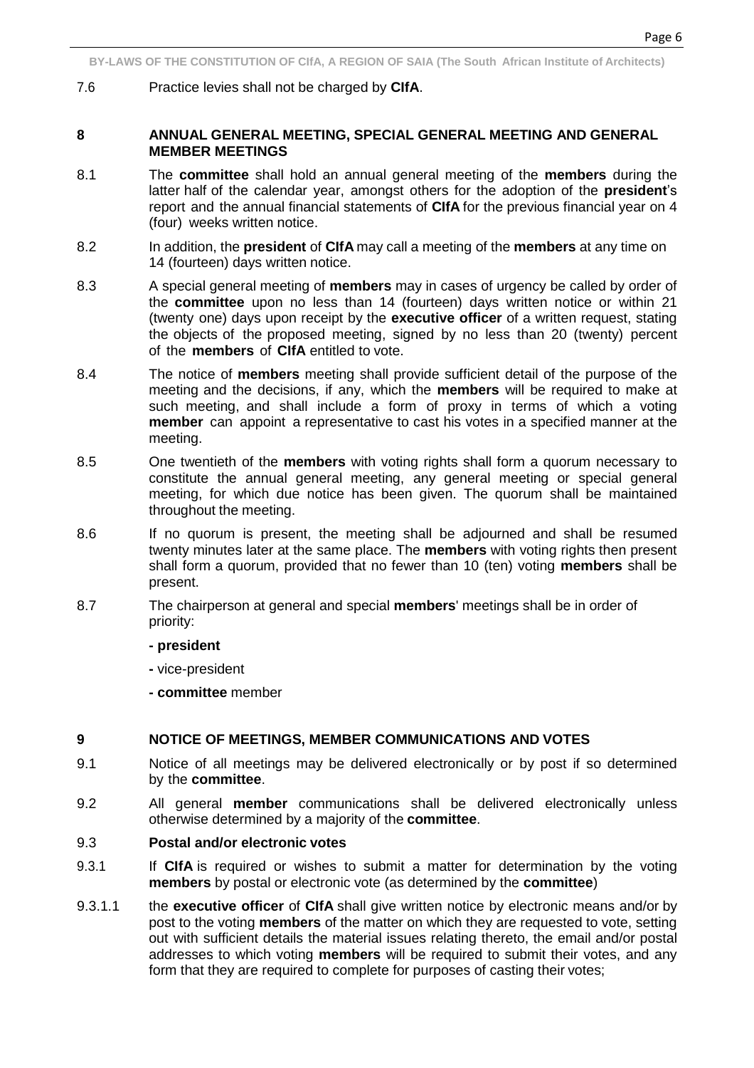7.6 Practice levies shall not be charged by **CIfA**.

## 8 ANNUAL GENERAL MEETING, SPECIAL GENERAL MEETING AND GENERAL MEMBER MEETINGS

8.1 The **committee** shall hold an annual general meeting of the **members** during the latter half of the calendar year, amongst others for the adoption of the **president**'s report and the annual financial statements of **CIfA** for the previous financial year on 4 (four) weeks written notice.

8.2 In addition, the **president** of **CIfA** may call a meeting of the **members** at any time on 14 (fourteen) days written notice.

8.3 A special general meeting of **members** may in cases of urgency be called by order of the **committee** upon no less than 14 (fourteen) days written notice or within 21 (twenty one) days upon receipt by the **executive officer** of a written request, stating the objects of the proposed meeting, signed by no less than 20 (twenty) percent of the **members** of **CIfA** entitled to vote.

8.4 The notice of **members** meeting shall provide sufficient detail of the purpose of the meeting and the decisions, if any, which the **members** will be required to make at such meeting, and shall include a form of proxy in terms of which a voting **member** can appoint a representative to cast his votes in a specified manner at the meeting.

8.5 One twentieth of the **members** with voting rights shall form a quorum necessary to constitute the annual general meeting, any general meeting or special general meeting, for which due notice has been given. The quorum shall be maintained throughout the meeting.

8.6 If no quorum is present, the meeting shall be adjourned and shall be resumed twenty minutes later at the same place. The **members** with voting rights then present shall form a quorum, provided that no fewer than 10 (ten) voting **members** shall be present.

8.7 The chairperson at general and special **members**' meetings shall be in order of priority:

- **president**
- vice-president
- **committee** member

## 9 NOTICE OF MEETINGS, MEMBER COMMUNICATIONS AND VOTES

9.1 Notice of all meetings may be delivered electronically or by post if so determined by the **committee**.

9.2 All general **member** communications shall be delivered electronically unless otherwise determined by a majority of the **committee**.

9.3 **Postal and/or electronic votes**

9.3.1 If **CIfA** is required or wishes to submit a matter for determination by the voting **members** by postal or electronic vote (as determined by the **committee**)

9.3.1.1 the **executive officer** of **CIfA** shall give written notice by electronic means and/or by post to the voting **members** of the matter on which they are requested to vote, setting out with sufficient details the material issues relating thereto, the email and/or postal addresses to which voting **members** will be required to submit their votes, and any form that they are required to complete for purposes of casting their votes;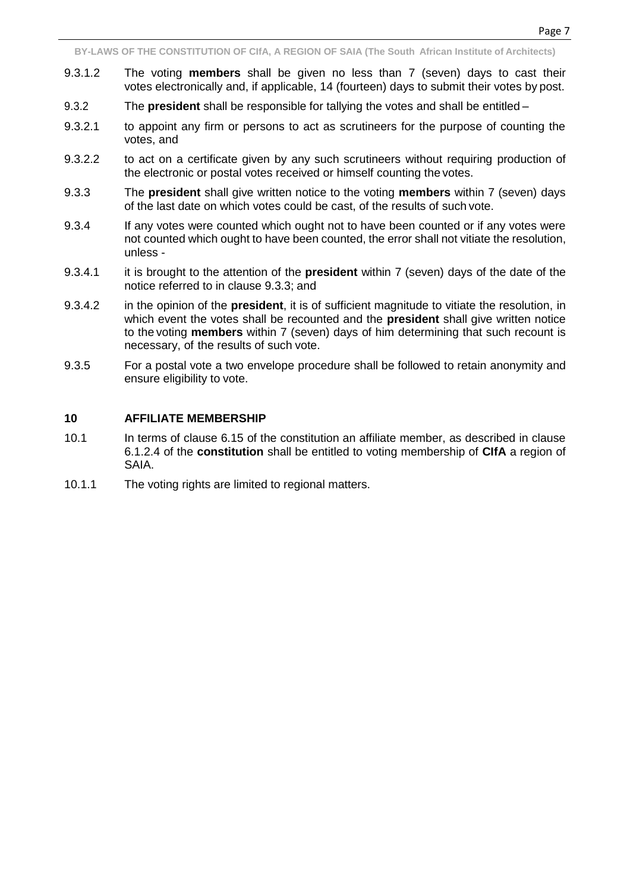9.3.1.2 The voting **members** shall be given no less than 7 (seven) days to cast their votes electronically and, if applicable, 14 (fourteen) days to submit their votes by post.

9.3.2 The **president** shall be responsible for tallying the votes and shall be entitled –

9.3.2.1 to appoint any firm or persons to act as scrutineers for the purpose of counting the votes, and

9.3.2.2 to act on a certificate given by any such scrutineers without requiring production of the electronic or postal votes received or himself counting the votes.

9.3.3 The **president** shall give written notice to the voting **members** within 7 (seven) days of the last date on which votes could be cast, of the results of such vote.

9.3.4 If any votes were counted which ought not to have been counted or if any votes were not counted which ought to have been counted, the error shall not vitiate the resolution, unless -

9.3.4.1 it is brought to the attention of the **president** within 7 (seven) days of the date of the notice referred to in clause 9.3.3; and

9.3.4.2 in the opinion of the **president**, it is of sufficient magnitude to vitiate the resolution, in which event the votes shall be recounted and the **president** shall give written notice to the voting **members** within 7 (seven) days of him determining that such recount is necessary, of the results of such vote.

9.3.5 For a postal vote a two envelope procedure shall be followed to retain anonymity and ensure eligibility to vote.

## 10 AFFILIATE MEMBERSHIP

10.1 In terms of clause 6.15 of the constitution an affiliate member, as described in clause 6.1.2.4 of the **constitution** shall be entitled to voting membership of **CIfA** a region of SAIA.

10.1.1 The voting rights are limited to regional matters.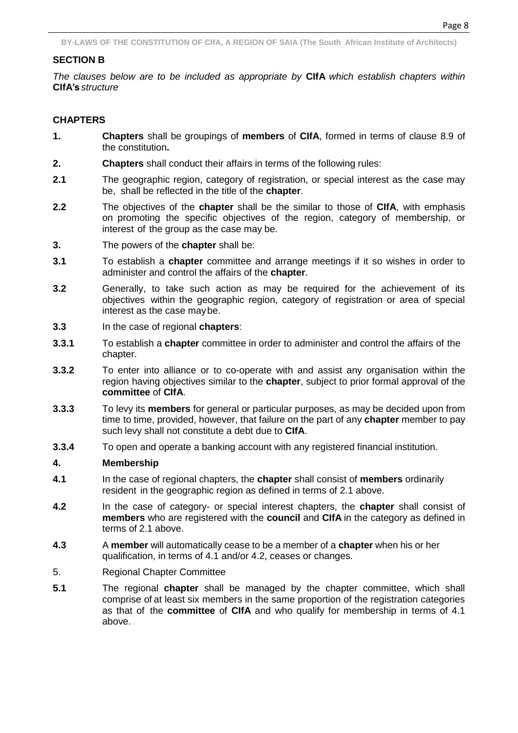## SECTION B

*The clauses below are to be included as appropriate by* **CIfA** *which establish chapters within* **CIfA's** *structure*

## CHAPTERS

**1.** **Chapters** shall be groupings of **members** of **CIfA**, formed in terms of clause 8.9 of the constitution**.**

**2.** **Chapters** shall conduct their affairs in terms of the following rules:

**2.1** The geographic region, category of registration, or special interest as the case may be, shall be reflected in the title of the **chapter**.

**2.2** The objectives of the **chapter** shall be the similar to those of **CIfA**, with emphasis on promoting the specific objectives of the region, category of membership, or interest of the group as the case may be.

**3.** The powers of the **chapter** shall be:

**3.1** To establish a **chapter** committee and arrange meetings if it so wishes in order to administer and control the affairs of the **chapter**.

**3.2** Generally, to take such action as may be required for the achievement of its objectives within the geographic region, category of registration or area of special interest as the case maybe.

**3.3** In the case of regional **chapters**:

**3.3.1** To establish a **chapter** committee in order to administer and control the affairs of the chapter.

**3.3.2** To enter into alliance or to co-operate with and assist any organisation within the region having objectives similar to the **chapter**, subject to prior formal approval of the **committee** of **CIfA**.

**3.3.3** To levy its **members** for general or particular purposes, as may be decided upon from time to time, provided, however, that failure on the part of any **chapter** member to pay such levy shall not constitute a debt due to **CIfA**.

**3.3.4** To open and operate a banking account with any registered financial institution.

**4. Membership**

**4.1** In the case of regional chapters, the **chapter** shall consist of **members** ordinarily resident in the geographic region as defined in terms of 2.1 above.

**4.2** In the case of category- or special interest chapters, the **chapter** shall consist of **members** who are registered with the **council** and **CIfA** in the category as defined in terms of 2.1 above.

**4.3** A **member** will automatically cease to be a member of a **chapter** when his or her qualification, in terms of 4.1 and/or 4.2, ceases or changes.

5. Regional Chapter Committee

**5.1** The regional **chapter** shall be managed by the chapter committee, which shall comprise of at least six members in the same proportion of the registration categories as that of the **committee** of **CIfA** and who qualify for membership in terms of 4.1 above.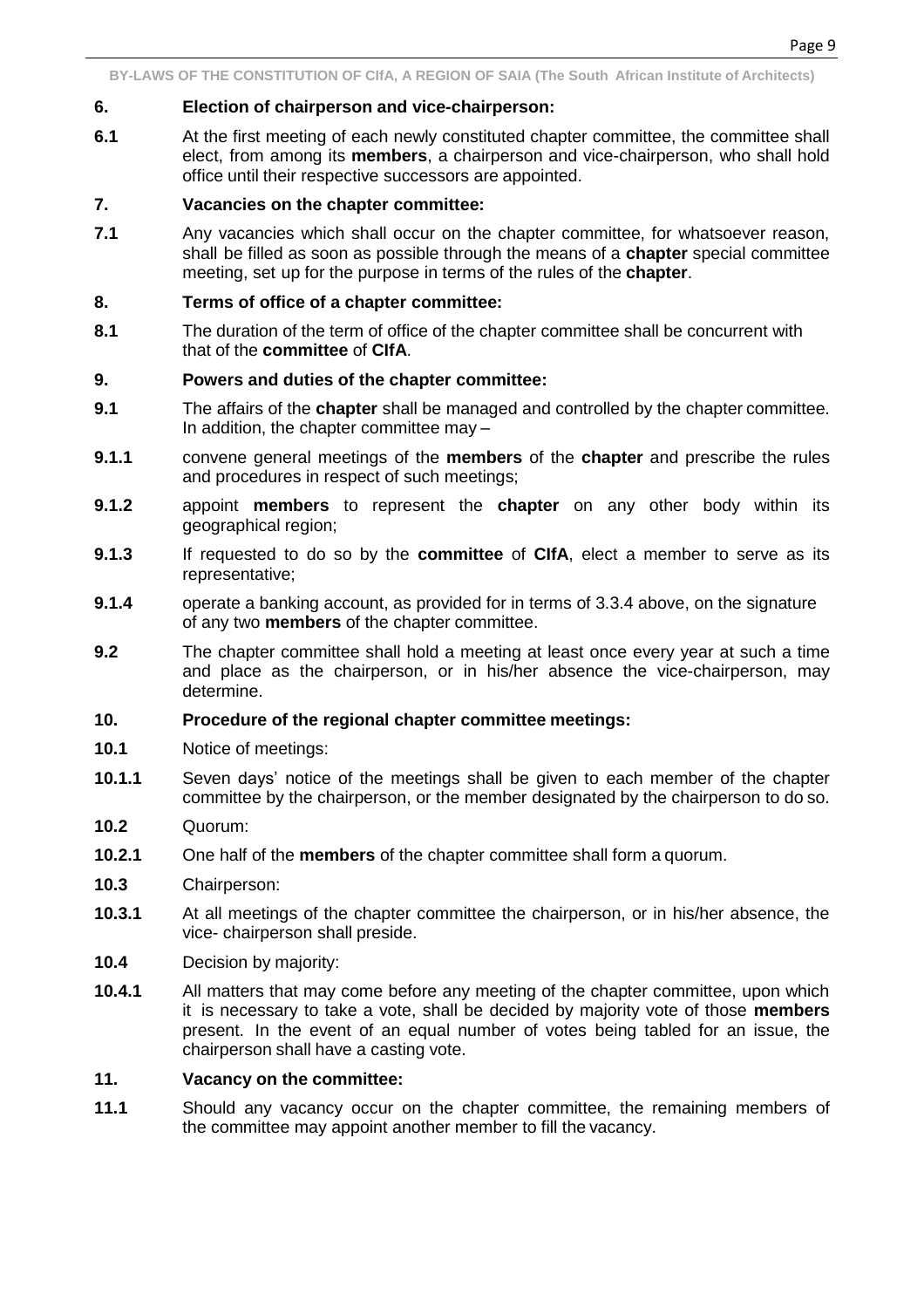**6. Election of chairperson and vice-chairperson:**

**6.1** At the first meeting of each newly constituted chapter committee, the committee shall elect, from among its **members**, a chairperson and vice-chairperson, who shall hold office until their respective successors are appointed.

**7. Vacancies on the chapter committee:**

**7.1** Any vacancies which shall occur on the chapter committee, for whatsoever reason, shall be filled as soon as possible through the means of a **chapter** special committee meeting, set up for the purpose in terms of the rules of the **chapter**.

**8. Terms of office of a chapter committee:**

**8.1** The duration of the term of office of the chapter committee shall be concurrent with that of the **committee** of **CIfA**.

**9. Powers and duties of the chapter committee:**

**9.1** The affairs of the **chapter** shall be managed and controlled by the chapter committee. In addition, the chapter committee may –

**9.1.1** convene general meetings of the **members** of the **chapter** and prescribe the rules and procedures in respect of such meetings;

**9.1.2** appoint **members** to represent the **chapter** on any other body within its geographical region;

**9.1.3** If requested to do so by the **committee** of **CIfA**, elect a member to serve as its representative;

**9.1.4** operate a banking account, as provided for in terms of 3.3.4 above, on the signature of any two **members** of the chapter committee.

**9.2** The chapter committee shall hold a meeting at least once every year at such a time and place as the chairperson, or in his/her absence the vice-chairperson, may determine.

**10. Procedure of the regional chapter committee meetings:**

**10.1** Notice of meetings:

**10.1.1** Seven days' notice of the meetings shall be given to each member of the chapter committee by the chairperson, or the member designated by the chairperson to do so.

**10.2** Quorum:

**10.2.1** One half of the **members** of the chapter committee shall form a quorum.

**10.3** Chairperson:

**10.3.1** At all meetings of the chapter committee the chairperson, or in his/her absence, the vice- chairperson shall preside.

**10.4** Decision by majority:

**10.4.1** All matters that may come before any meeting of the chapter committee, upon which it is necessary to take a vote, shall be decided by majority vote of those **members** present. In the event of an equal number of votes being tabled for an issue, the chairperson shall have a casting vote.

**11. Vacancy on the committee:**

**11.1** Should any vacancy occur on the chapter committee, the remaining members of the committee may appoint another member to fill the vacancy.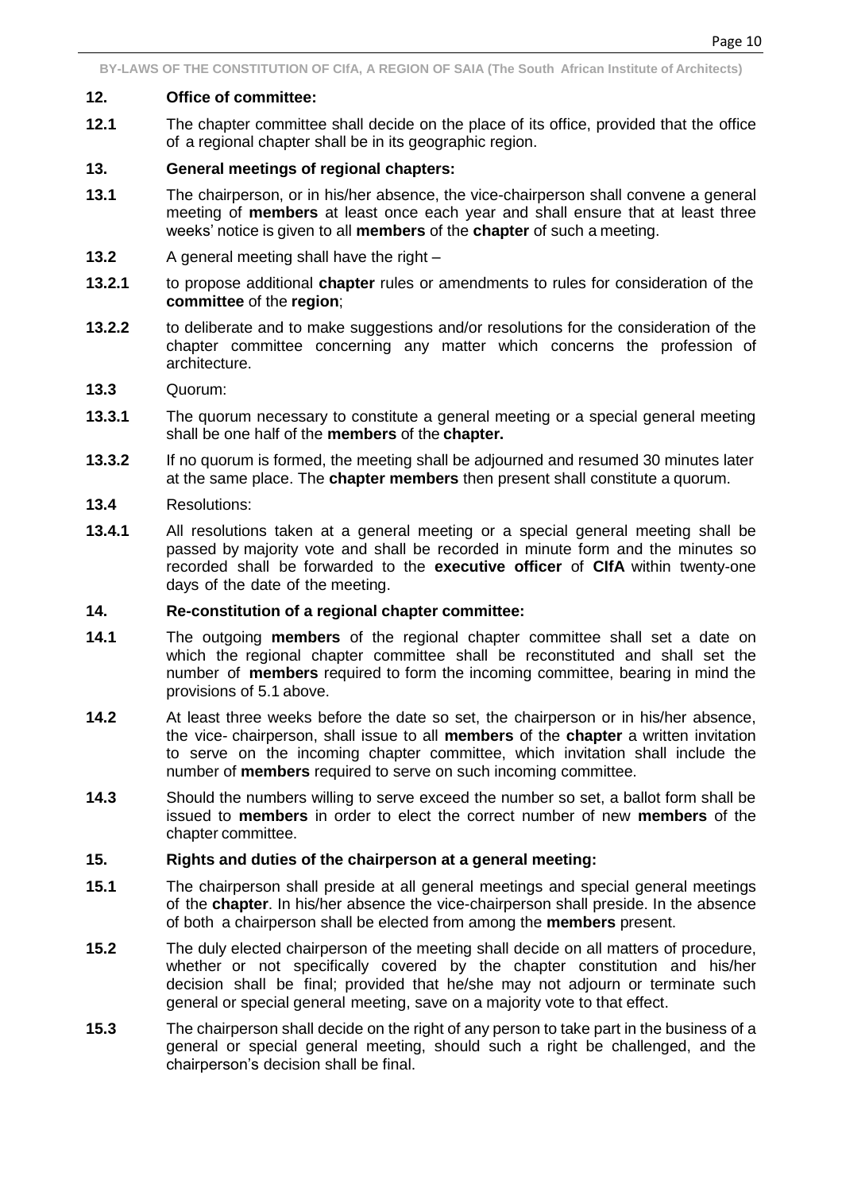**12. Office of committee:**

**12.1** The chapter committee shall decide on the place of its office, provided that the office of a regional chapter shall be in its geographic region.

**13. General meetings of regional chapters:**

**13.1** The chairperson, or in his/her absence, the vice-chairperson shall convene a general meeting of **members** at least once each year and shall ensure that at least three weeks' notice is given to all **members** of the **chapter** of such a meeting.

**13.2** A general meeting shall have the right –

**13.2.1** to propose additional **chapter** rules or amendments to rules for consideration of the **committee** of the **region**;

**13.2.2** to deliberate and to make suggestions and/or resolutions for the consideration of the chapter committee concerning any matter which concerns the profession of architecture.

**13.3** Quorum:

**13.3.1** The quorum necessary to constitute a general meeting or a special general meeting shall be one half of the **members** of the **chapter.**

**13.3.2** If no quorum is formed, the meeting shall be adjourned and resumed 30 minutes later at the same place. The **chapter members** then present shall constitute a quorum.

**13.4** Resolutions:

**13.4.1** All resolutions taken at a general meeting or a special general meeting shall be passed by majority vote and shall be recorded in minute form and the minutes so recorded shall be forwarded to the **executive officer** of **CIfA** within twenty-one days of the date of the meeting.

**14. Re-constitution of a regional chapter committee:**

**14.1** The outgoing **members** of the regional chapter committee shall set a date on which the regional chapter committee shall be reconstituted and shall set the number of **members** required to form the incoming committee, bearing in mind the provisions of 5.1 above.

**14.2** At least three weeks before the date so set, the chairperson or in his/her absence, the vice- chairperson, shall issue to all **members** of the **chapter** a written invitation to serve on the incoming chapter committee, which invitation shall include the number of **members** required to serve on such incoming committee.

**14.3** Should the numbers willing to serve exceed the number so set, a ballot form shall be issued to **members** in order to elect the correct number of new **members** of the chapter committee.

**15. Rights and duties of the chairperson at a general meeting:**

**15.1** The chairperson shall preside at all general meetings and special general meetings of the **chapter**. In his/her absence the vice-chairperson shall preside. In the absence of both a chairperson shall be elected from among the **members** present.

**15.2** The duly elected chairperson of the meeting shall decide on all matters of procedure, whether or not specifically covered by the chapter constitution and his/her decision shall be final; provided that he/she may not adjourn or terminate such general or special general meeting, save on a majority vote to that effect.

**15.3** The chairperson shall decide on the right of any person to take part in the business of a general or special general meeting, should such a right be challenged, and the chairperson's decision shall be final.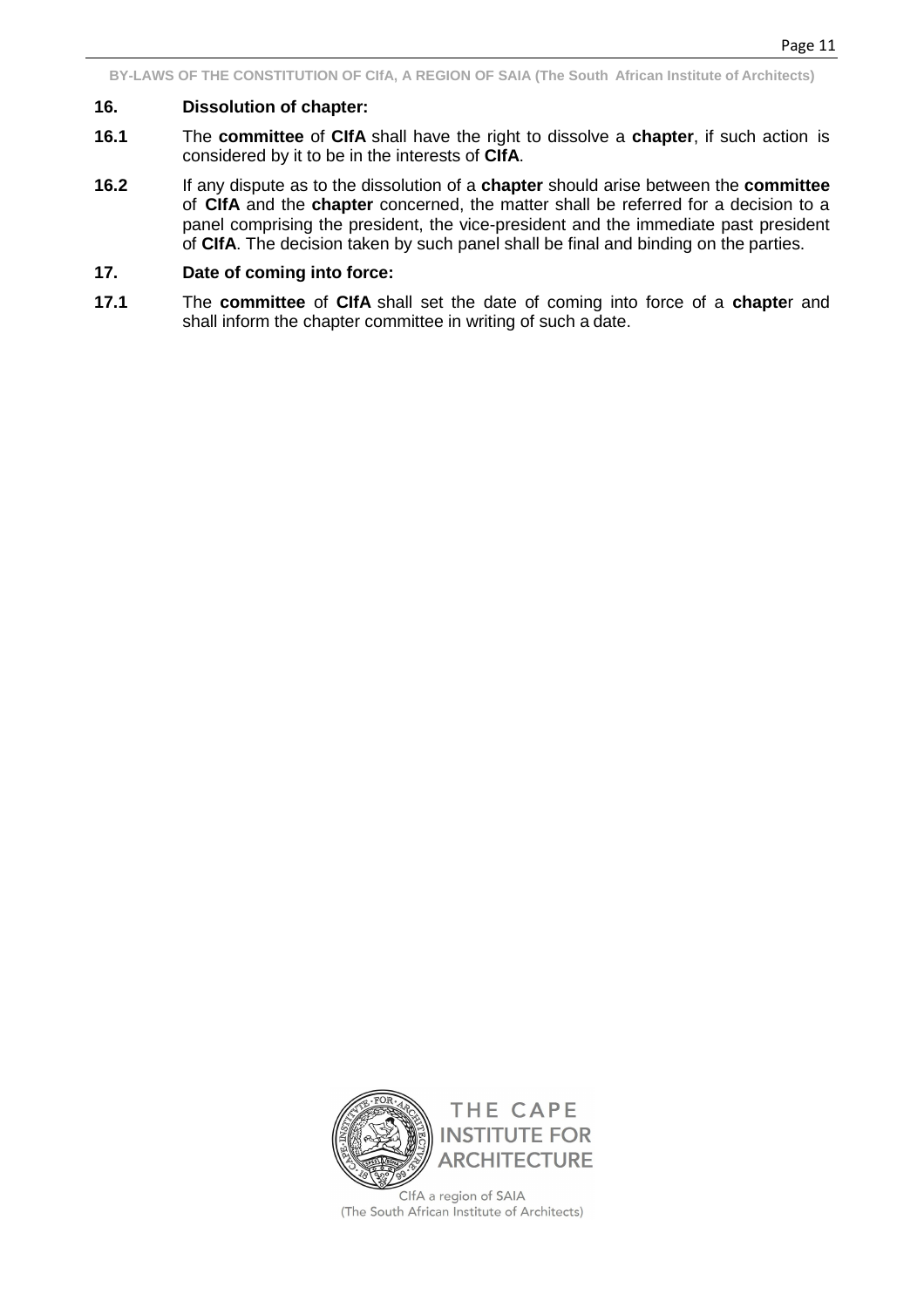## 16. Dissolution of chapter:

**16.1** The **committee** of **CIfA** shall have the right to dissolve a **chapter**, if such action is considered by it to be in the interests of **CIfA**.

**16.2** If any dispute as to the dissolution of a **chapter** should arise between the **committee** of **CIfA** and the **chapter** concerned, the matter shall be referred for a decision to a panel comprising the president, the vice-president and the immediate past president of **CIfA**. The decision taken by such panel shall be final and binding on the parties.

## 17. Date of coming into force:

**17.1** The **committee** of **CIfA** shall set the date of coming into force of a **chapte**r and shall inform the chapter committee in writing of such a date.

THE CAPE INSTITUTE FOR ARCHITECTURE

CIfA a region of SAIA
(The South African Institute of Architects)